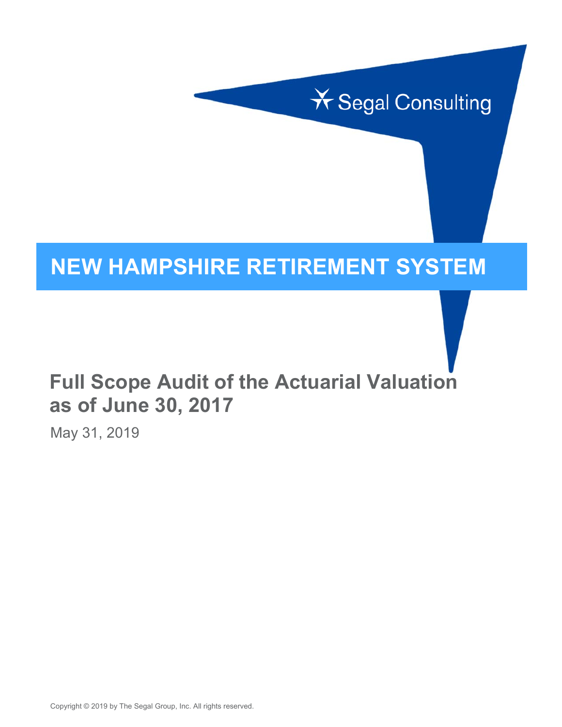Segal Consulting

# NEW HAMPSHIRE RETIREMENT SYSTEM

## Full Scope Audit of the Actuarial Valuation as of June 30, 2017

May 31, 2019

Copyright © 2019 by The Segal Group, Inc. All rights reserved.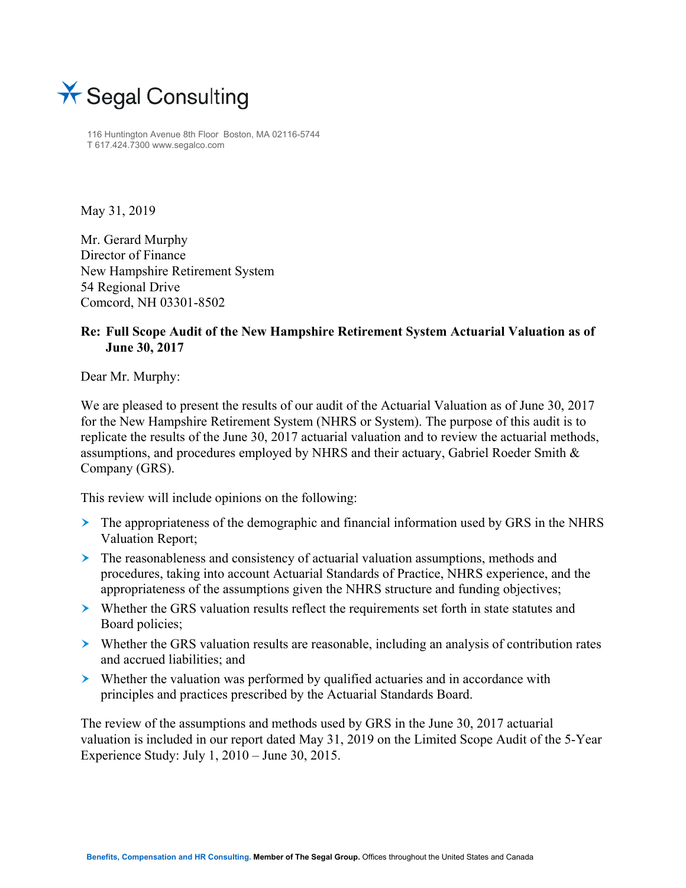Segal Consulting

116 Huntington Avenue 8th Floor Boston, MA 02116-5744
T 617.424.7300 www.segalco.com

May 31, 2019

Mr. Gerard Murphy
Director of Finance
New Hampshire Retirement System
54 Regional Drive
Comcord, NH 03301-8502

**Re: Full Scope Audit of the New Hampshire Retirement System Actuarial Valuation as of June 30, 2017**

Dear Mr. Murphy:

We are pleased to present the results of our audit of the Actuarial Valuation as of June 30, 2017 for the New Hampshire Retirement System (NHRS or System). The purpose of this audit is to replicate the results of the June 30, 2017 actuarial valuation and to review the actuarial methods, assumptions, and procedures employed by NHRS and their actuary, Gabriel Roeder Smith & Company (GRS).

This review will include opinions on the following:

- The appropriateness of the demographic and financial information used by GRS in the NHRS Valuation Report;
- The reasonableness and consistency of actuarial valuation assumptions, methods and procedures, taking into account Actuarial Standards of Practice, NHRS experience, and the appropriateness of the assumptions given the NHRS structure and funding objectives;
- Whether the GRS valuation results reflect the requirements set forth in state statutes and Board policies;
- Whether the GRS valuation results are reasonable, including an analysis of contribution rates and accrued liabilities; and
- Whether the valuation was performed by qualified actuaries and in accordance with principles and practices prescribed by the Actuarial Standards Board.

The review of the assumptions and methods used by GRS in the June 30, 2017 actuarial valuation is included in our report dated May 31, 2019 on the Limited Scope Audit of the 5-Year Experience Study: July 1, 2010 – June 30, 2015.

Benefits, Compensation and HR Consulting. Member of The Segal Group. Offices throughout the United States and Canada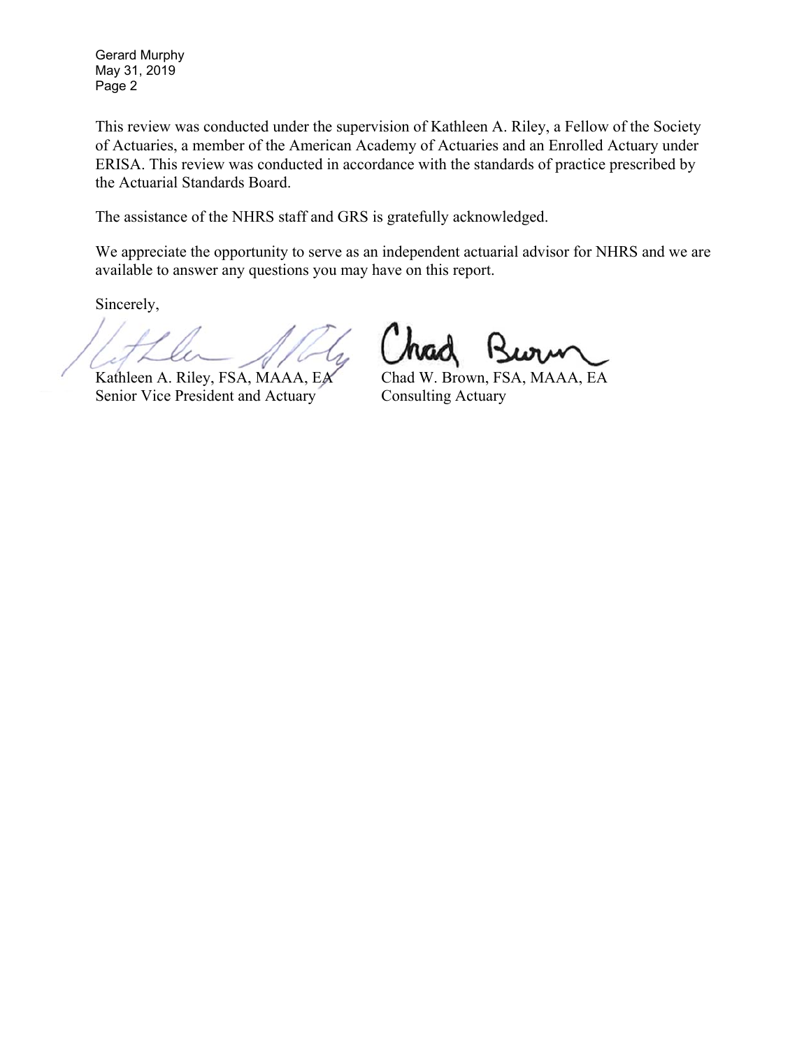This review was conducted under the supervision of Kathleen A. Riley, a Fellow of the Society of Actuaries, a member of the American Academy of Actuaries and an Enrolled Actuary under ERISA. This review was conducted in accordance with the standards of practice prescribed by the Actuarial Standards Board.

The assistance of the NHRS staff and GRS is gratefully acknowledged.

We appreciate the opportunity to serve as an independent actuarial advisor for NHRS and we are available to answer any questions you may have on this report.

Sincerely,

Kathleen A. Riley, FSA, MAAA, EA
Senior Vice President and Actuary

Chad W. Brown, FSA, MAAA, EA
Consulting Actuary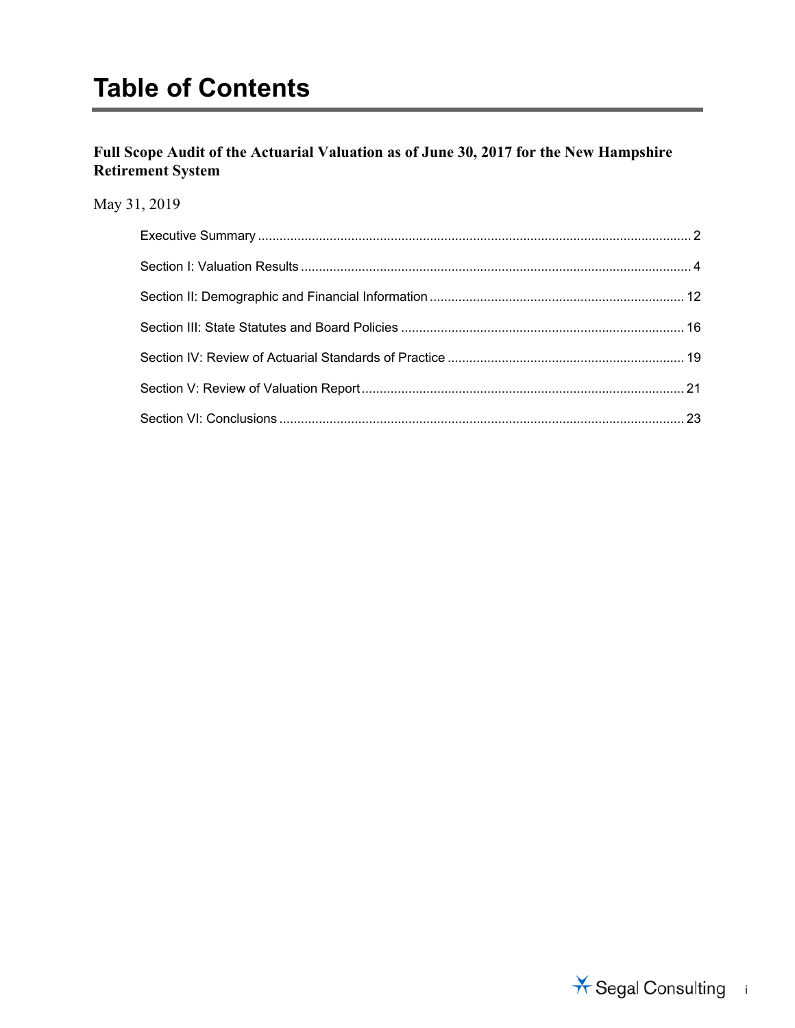# Table of Contents

**Full Scope Audit of the Actuarial Valuation as of June 30, 2017 for the New Hampshire Retirement System**

May 31, 2019

- Executive Summary ........ 2
- Section I: Valuation Results ........ 4
- Section II: Demographic and Financial Information ........ 12
- Section III: State Statutes and Board Policies ........ 16
- Section IV: Review of Actuarial Standards of Practice ........ 19
- Section V: Review of Valuation Report ........ 21
- Section VI: Conclusions ........ 23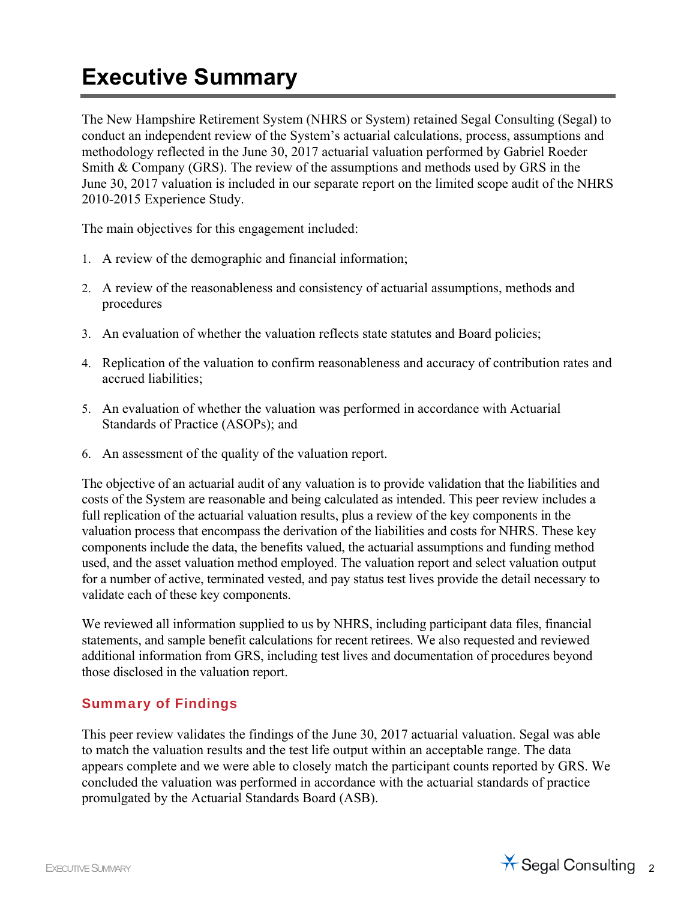# Executive Summary

The New Hampshire Retirement System (NHRS or System) retained Segal Consulting (Segal) to conduct an independent review of the System's actuarial calculations, process, assumptions and methodology reflected in the June 30, 2017 actuarial valuation performed by Gabriel Roeder Smith & Company (GRS). The review of the assumptions and methods used by GRS in the June 30, 2017 valuation is included in our separate report on the limited scope audit of the NHRS 2010-2015 Experience Study.

The main objectives for this engagement included:

1. A review of the demographic and financial information;
2. A review of the reasonableness and consistency of actuarial assumptions, methods and procedures
3. An evaluation of whether the valuation reflects state statutes and Board policies;
4. Replication of the valuation to confirm reasonableness and accuracy of contribution rates and accrued liabilities;
5. An evaluation of whether the valuation was performed in accordance with Actuarial Standards of Practice (ASOPs); and
6. An assessment of the quality of the valuation report.

The objective of an actuarial audit of any valuation is to provide validation that the liabilities and costs of the System are reasonable and being calculated as intended. This peer review includes a full replication of the actuarial valuation results, plus a review of the key components in the valuation process that encompass the derivation of the liabilities and costs for NHRS. These key components include the data, the benefits valued, the actuarial assumptions and funding method used, and the asset valuation method employed. The valuation report and select valuation output for a number of active, terminated vested, and pay status test lives provide the detail necessary to validate each of these key components.

We reviewed all information supplied to us by NHRS, including participant data files, financial statements, and sample benefit calculations for recent retirees. We also requested and reviewed additional information from GRS, including test lives and documentation of procedures beyond those disclosed in the valuation report.

## Summary of Findings

This peer review validates the findings of the June 30, 2017 actuarial valuation. Segal was able to match the valuation results and the test life output within an acceptable range. The data appears complete and we were able to closely match the participant counts reported by GRS. We concluded the valuation was performed in accordance with the actuarial standards of practice promulgated by the Actuarial Standards Board (ASB).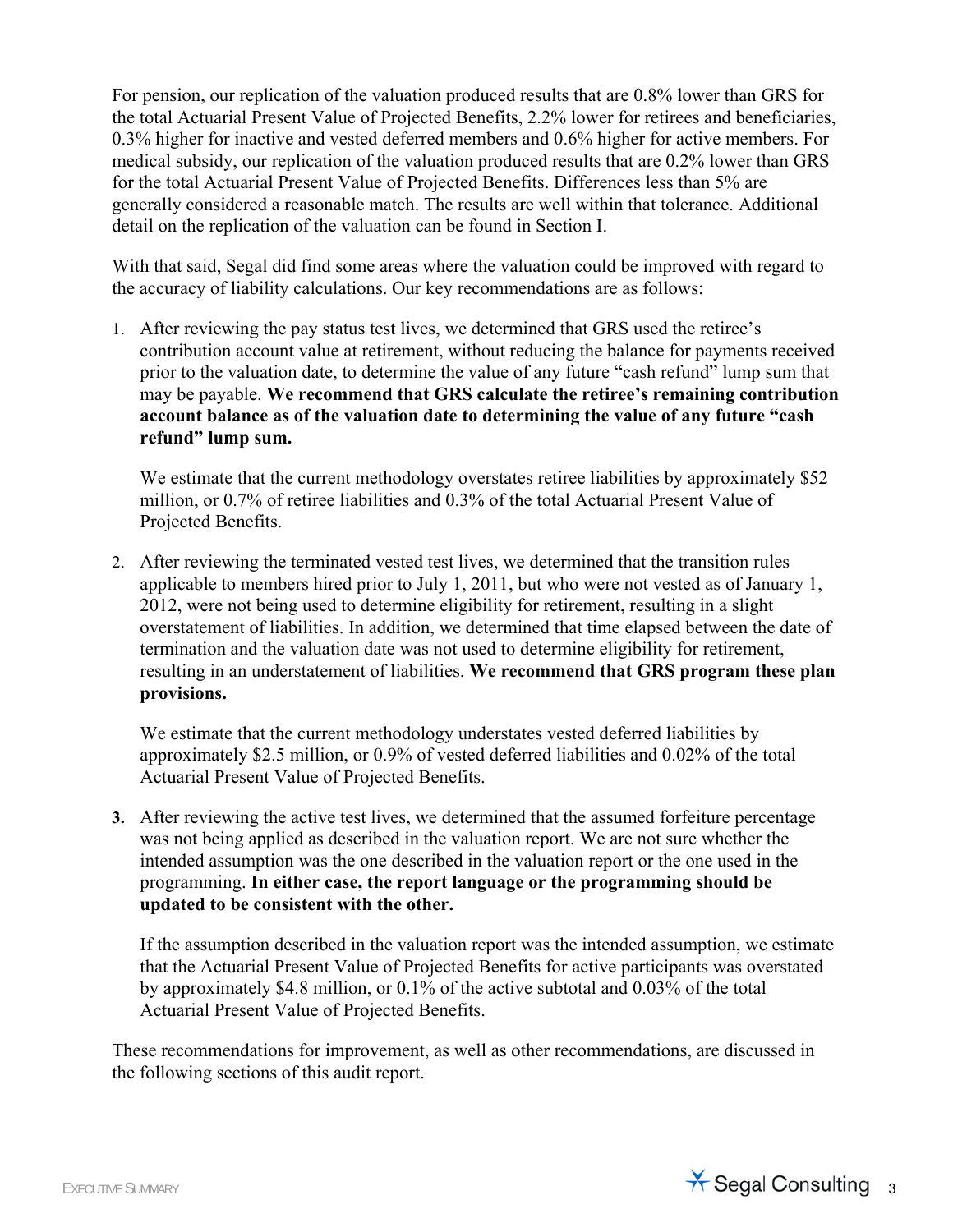For pension, our replication of the valuation produced results that are 0.8% lower than GRS for the total Actuarial Present Value of Projected Benefits, 2.2% lower for retirees and beneficiaries, 0.3% higher for inactive and vested deferred members and 0.6% higher for active members. For medical subsidy, our replication of the valuation produced results that are 0.2% lower than GRS for the total Actuarial Present Value of Projected Benefits. Differences less than 5% are generally considered a reasonable match. The results are well within that tolerance. Additional detail on the replication of the valuation can be found in Section I.

With that said, Segal did find some areas where the valuation could be improved with regard to the accuracy of liability calculations. Our key recommendations are as follows:

1. After reviewing the pay status test lives, we determined that GRS used the retiree's contribution account value at retirement, without reducing the balance for payments received prior to the valuation date, to determine the value of any future "cash refund" lump sum that may be payable. **We recommend that GRS calculate the retiree's remaining contribution account balance as of the valuation date to determining the value of any future "cash refund" lump sum.**

   We estimate that the current methodology overstates retiree liabilities by approximately $52 million, or 0.7% of retiree liabilities and 0.3% of the total Actuarial Present Value of Projected Benefits.

2. After reviewing the terminated vested test lives, we determined that the transition rules applicable to members hired prior to July 1, 2011, but who were not vested as of January 1, 2012, were not being used to determine eligibility for retirement, resulting in a slight overstatement of liabilities. In addition, we determined that time elapsed between the date of termination and the valuation date was not used to determine eligibility for retirement, resulting in an understatement of liabilities. **We recommend that GRS program these plan provisions.**

   We estimate that the current methodology understates vested deferred liabilities by approximately $2.5 million, or 0.9% of vested deferred liabilities and 0.02% of the total Actuarial Present Value of Projected Benefits.

3. After reviewing the active test lives, we determined that the assumed forfeiture percentage was not being applied as described in the valuation report. We are not sure whether the intended assumption was the one described in the valuation report or the one used in the programming. **In either case, the report language or the programming should be updated to be consistent with the other.**

   If the assumption described in the valuation report was the intended assumption, we estimate that the Actuarial Present Value of Projected Benefits for active participants was overstated by approximately $4.8 million, or 0.1% of the active subtotal and 0.03% of the total Actuarial Present Value of Projected Benefits.

These recommendations for improvement, as well as other recommendations, are discussed in the following sections of this audit report.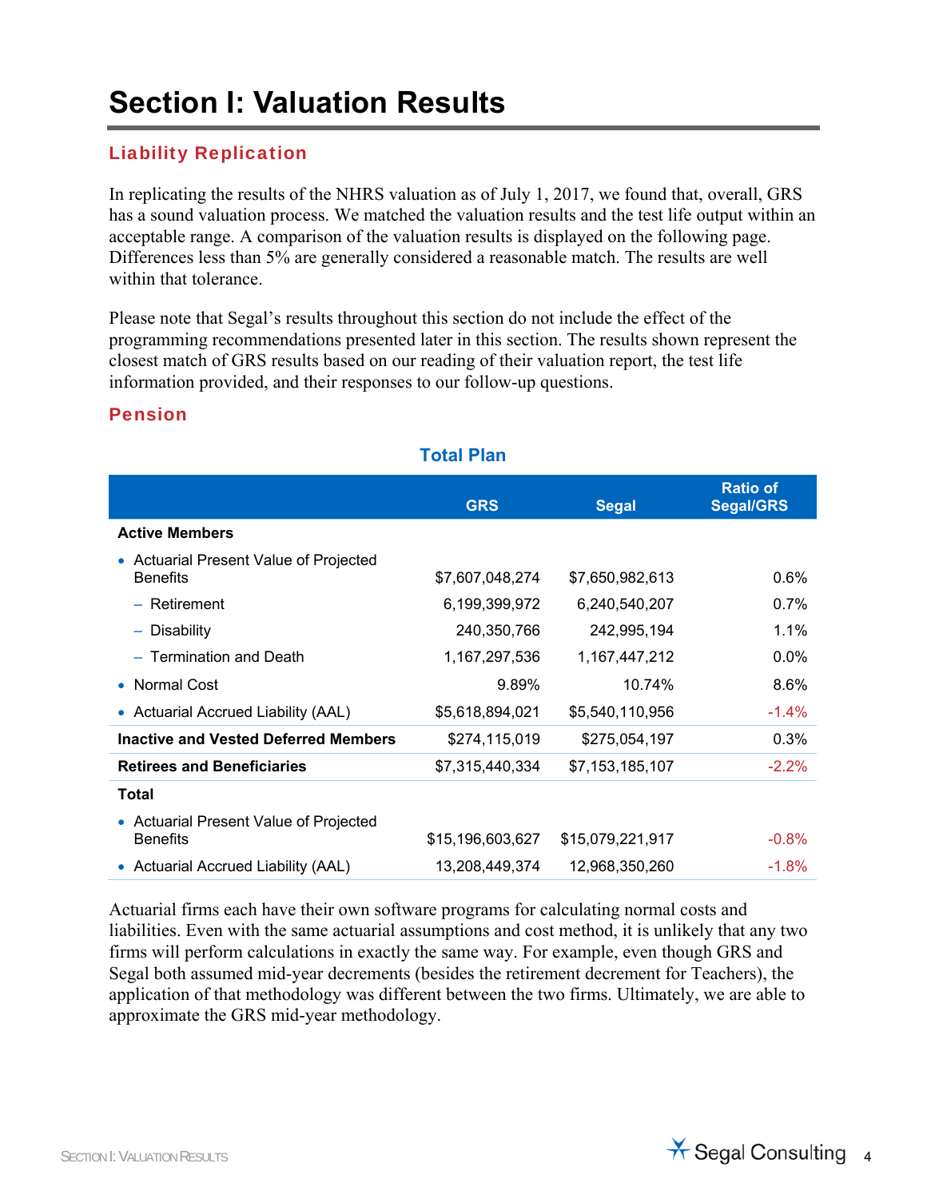# Section I: Valuation Results

## Liability Replication

In replicating the results of the NHRS valuation as of July 1, 2017, we found that, overall, GRS has a sound valuation process. We matched the valuation results and the test life output within an acceptable range. A comparison of the valuation results is displayed on the following page. Differences less than 5% are generally considered a reasonable match. The results are well within that tolerance.

Please note that Segal's results throughout this section do not include the effect of the programming recommendations presented later in this section. The results shown represent the closest match of GRS results based on our reading of their valuation report, the test life information provided, and their responses to our follow-up questions.

## Pension

### Total Plan

| | GRS | Segal | Ratio of Segal/GRS |
|---|---|---|---|
| **Active Members** | | | |
| • Actuarial Present Value of Projected Benefits | $7,607,048,274 | $7,650,982,613 | 0.6% |
| – Retirement | 6,199,399,972 | 6,240,540,207 | 0.7% |
| – Disability | 240,350,766 | 242,995,194 | 1.1% |
| – Termination and Death | 1,167,297,536 | 1,167,447,212 | 0.0% |
| • Normal Cost | 9.89% | 10.74% | 8.6% |
| • Actuarial Accrued Liability (AAL) | $5,618,894,021 | $5,540,110,956 | -1.4% |
| **Inactive and Vested Deferred Members** | $274,115,019 | $275,054,197 | 0.3% |
| **Retirees and Beneficiaries** | $7,315,440,334 | $7,153,185,107 | -2.2% |
| **Total** | | | |
| • Actuarial Present Value of Projected Benefits | $15,196,603,627 | $15,079,221,917 | -0.8% |
| • Actuarial Accrued Liability (AAL) | 13,208,449,374 | 12,968,350,260 | -1.8% |

Actuarial firms each have their own software programs for calculating normal costs and liabilities. Even with the same actuarial assumptions and cost method, it is unlikely that any two firms will perform calculations in exactly the same way. For example, even though GRS and Segal both assumed mid-year decrements (besides the retirement decrement for Teachers), the application of that methodology was different between the two firms. Ultimately, we are able to approximate the GRS mid-year methodology.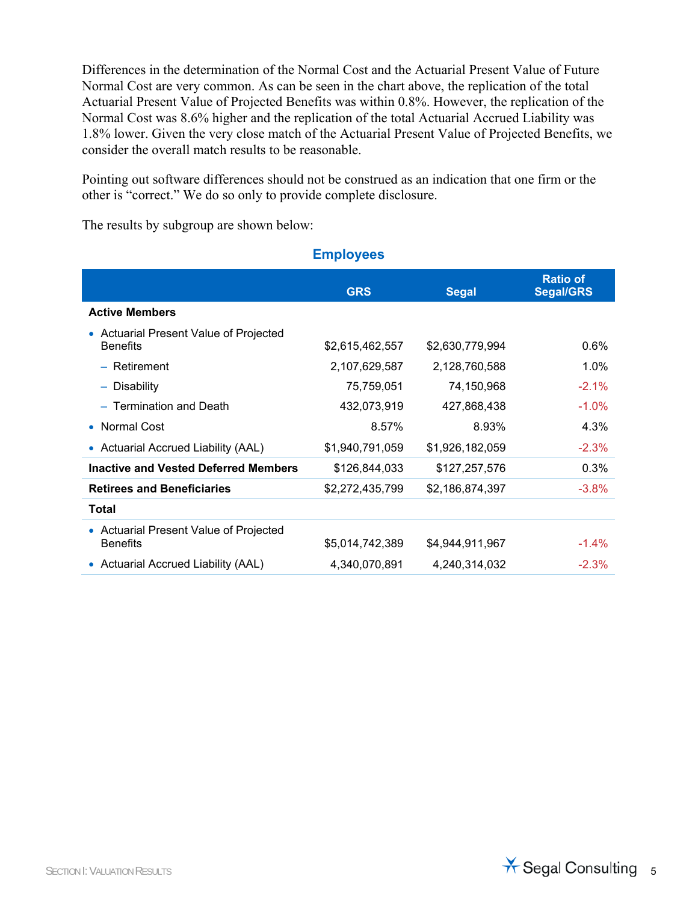Differences in the determination of the Normal Cost and the Actuarial Present Value of Future Normal Cost are very common. As can be seen in the chart above, the replication of the total Actuarial Present Value of Projected Benefits was within 0.8%. However, the replication of the Normal Cost was 8.6% higher and the replication of the total Actuarial Accrued Liability was 1.8% lower. Given the very close match of the Actuarial Present Value of Projected Benefits, we consider the overall match results to be reasonable.

Pointing out software differences should not be construed as an indication that one firm or the other is "correct." We do so only to provide complete disclosure.

The results by subgroup are shown below:

### Employees

| | GRS | Segal | Ratio of Segal/GRS |
|---|---|---|---|
| **Active Members** | | | |
| • Actuarial Present Value of Projected Benefits | $2,615,462,557 | $2,630,779,994 | 0.6% |
| – Retirement | 2,107,629,587 | 2,128,760,588 | 1.0% |
| – Disability | 75,759,051 | 74,150,968 | -2.1% |
| – Termination and Death | 432,073,919 | 427,868,438 | -1.0% |
| • Normal Cost | 8.57% | 8.93% | 4.3% |
| • Actuarial Accrued Liability (AAL) | $1,940,791,059 | $1,926,182,059 | -2.3% |
| **Inactive and Vested Deferred Members** | $126,844,033 | $127,257,576 | 0.3% |
| **Retirees and Beneficiaries** | $2,272,435,799 | $2,186,874,397 | -3.8% |
| **Total** | | | |
| • Actuarial Present Value of Projected Benefits | $5,014,742,389 | $4,944,911,967 | -1.4% |
| • Actuarial Accrued Liability (AAL) | 4,340,070,891 | 4,240,314,032 | -2.3% |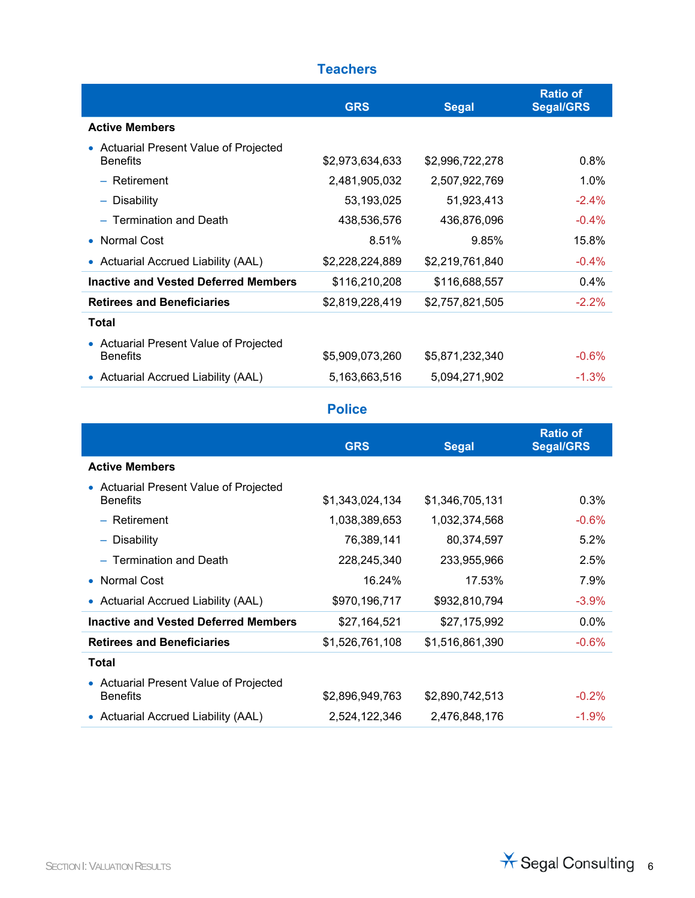## Teachers

| | GRS | Segal | Ratio of Segal/GRS |
|---|---|---|---|
| **Active Members** | | | |
| • Actuarial Present Value of Projected Benefits | $2,973,634,633 | $2,996,722,278 | 0.8% |
| – Retirement | 2,481,905,032 | 2,507,922,769 | 1.0% |
| – Disability | 53,193,025 | 51,923,413 | -2.4% |
| – Termination and Death | 438,536,576 | 436,876,096 | -0.4% |
| • Normal Cost | 8.51% | 9.85% | 15.8% |
| • Actuarial Accrued Liability (AAL) | $2,228,224,889 | $2,219,761,840 | -0.4% |
| **Inactive and Vested Deferred Members** | $116,210,208 | $116,688,557 | 0.4% |
| **Retirees and Beneficiaries** | $2,819,228,419 | $2,757,821,505 | -2.2% |
| **Total** | | | |
| • Actuarial Present Value of Projected Benefits | $5,909,073,260 | $5,871,232,340 | -0.6% |
| • Actuarial Accrued Liability (AAL) | 5,163,663,516 | 5,094,271,902 | -1.3% |

## Police

| | GRS | Segal | Ratio of Segal/GRS |
|---|---|---|---|
| **Active Members** | | | |
| • Actuarial Present Value of Projected Benefits | $1,343,024,134 | $1,346,705,131 | 0.3% |
| – Retirement | 1,038,389,653 | 1,032,374,568 | -0.6% |
| – Disability | 76,389,141 | 80,374,597 | 5.2% |
| – Termination and Death | 228,245,340 | 233,955,966 | 2.5% |
| • Normal Cost | 16.24% | 17.53% | 7.9% |
| • Actuarial Accrued Liability (AAL) | $970,196,717 | $932,810,794 | -3.9% |
| **Inactive and Vested Deferred Members** | $27,164,521 | $27,175,992 | 0.0% |
| **Retirees and Beneficiaries** | $1,526,761,108 | $1,516,861,390 | -0.6% |
| **Total** | | | |
| • Actuarial Present Value of Projected Benefits | $2,896,949,763 | $2,890,742,513 | -0.2% |
| • Actuarial Accrued Liability (AAL) | 2,524,122,346 | 2,476,848,176 | -1.9% |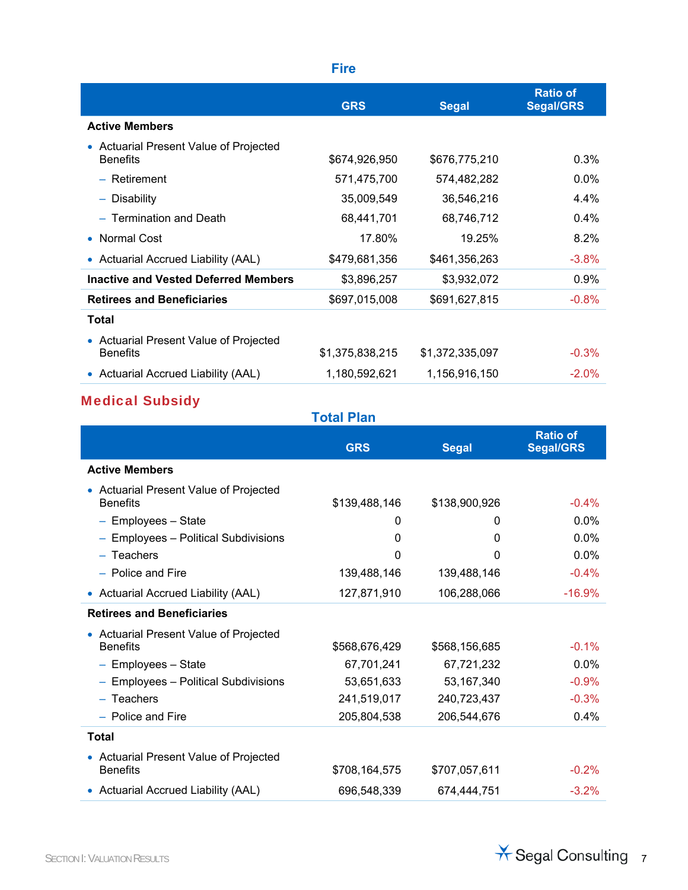### Fire

| | GRS | Segal | Ratio of Segal/GRS |
|---|---|---|---|
| **Active Members** | | | |
| • Actuarial Present Value of Projected Benefits | $674,926,950 | $676,775,210 | 0.3% |
| – Retirement | 571,475,700 | 574,482,282 | 0.0% |
| – Disability | 35,009,549 | 36,546,216 | 4.4% |
| – Termination and Death | 68,441,701 | 68,746,712 | 0.4% |
| • Normal Cost | 17.80% | 19.25% | 8.2% |
| • Actuarial Accrued Liability (AAL) | $479,681,356 | $461,356,263 | -3.8% |
| **Inactive and Vested Deferred Members** | $3,896,257 | $3,932,072 | 0.9% |
| **Retirees and Beneficiaries** | $697,015,008 | $691,627,815 | -0.8% |
| **Total** | | | |
| • Actuarial Present Value of Projected Benefits | $1,375,838,215 | $1,372,335,097 | -0.3% |
| • Actuarial Accrued Liability (AAL) | 1,180,592,621 | 1,156,916,150 | -2.0% |

## Medical Subsidy

### Total Plan

| | GRS | Segal | Ratio of Segal/GRS |
|---|---|---|---|
| **Active Members** | | | |
| • Actuarial Present Value of Projected Benefits | $139,488,146 | $138,900,926 | -0.4% |
| – Employees – State | 0 | 0 | 0.0% |
| – Employees – Political Subdivisions | 0 | 0 | 0.0% |
| – Teachers | 0 | 0 | 0.0% |
| – Police and Fire | 139,488,146 | 139,488,146 | -0.4% |
| • Actuarial Accrued Liability (AAL) | 127,871,910 | 106,288,066 | -16.9% |
| **Retirees and Beneficiaries** | | | |
| • Actuarial Present Value of Projected Benefits | $568,676,429 | $568,156,685 | -0.1% |
| – Employees – State | 67,701,241 | 67,721,232 | 0.0% |
| – Employees – Political Subdivisions | 53,651,633 | 53,167,340 | -0.9% |
| – Teachers | 241,519,017 | 240,723,437 | -0.3% |
| – Police and Fire | 205,804,538 | 206,544,676 | 0.4% |
| **Total** | | | |
| • Actuarial Present Value of Projected Benefits | $708,164,575 | $707,057,611 | -0.2% |
| • Actuarial Accrued Liability (AAL) | 696,548,339 | 674,444,751 | -3.2% |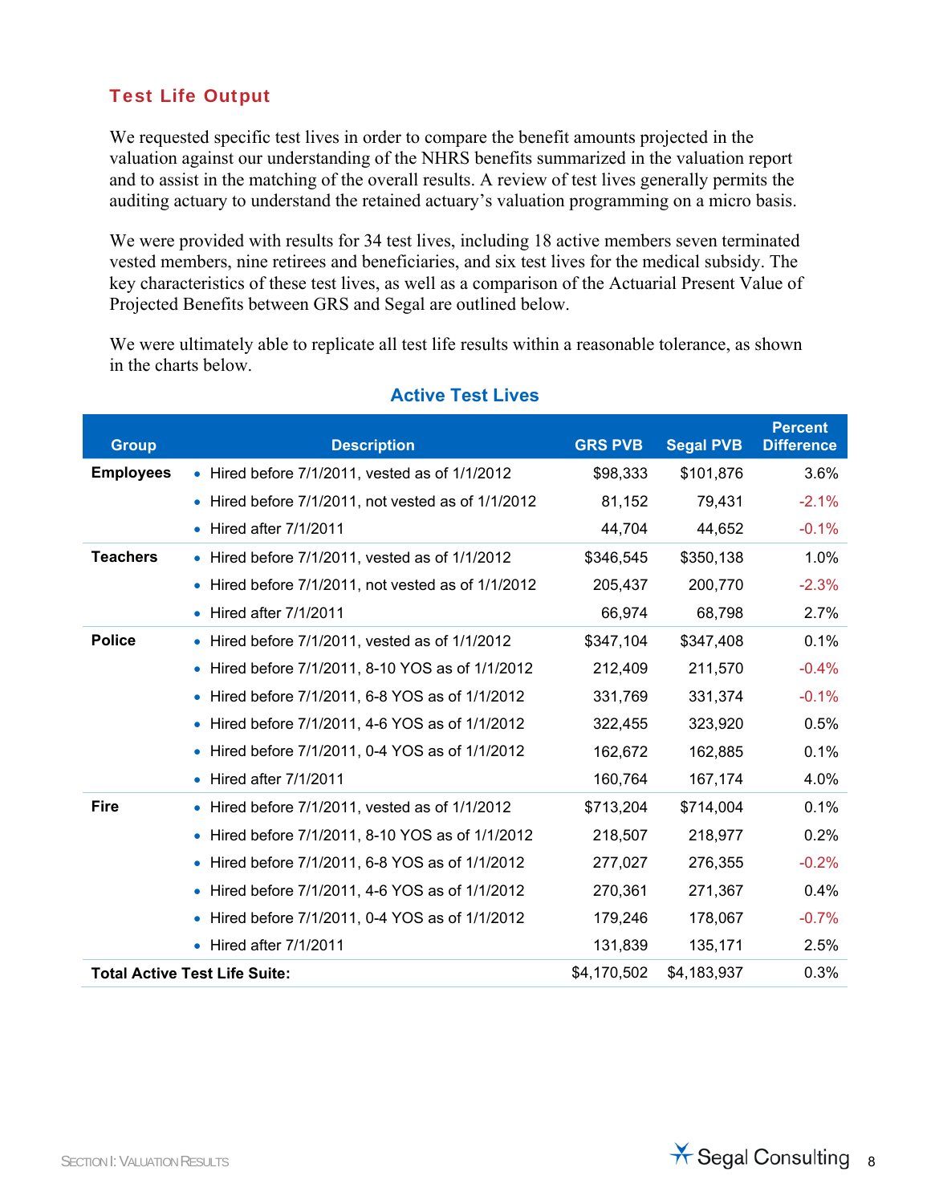## Test Life Output

We requested specific test lives in order to compare the benefit amounts projected in the valuation against our understanding of the NHRS benefits summarized in the valuation report and to assist in the matching of the overall results. A review of test lives generally permits the auditing actuary to understand the retained actuary's valuation programming on a micro basis.

We were provided with results for 34 test lives, including 18 active members seven terminated vested members, nine retirees and beneficiaries, and six test lives for the medical subsidy. The key characteristics of these test lives, as well as a comparison of the Actuarial Present Value of Projected Benefits between GRS and Segal are outlined below.

We were ultimately able to replicate all test life results within a reasonable tolerance, as shown in the charts below.

### Active Test Lives

| Group | Description | GRS PVB | Segal PVB | Percent Difference |
|---|---|---|---|---|
| **Employees** | • Hired before 7/1/2011, vested as of 1/1/2012 | $98,333 | $101,876 | 3.6% |
| | • Hired before 7/1/2011, not vested as of 1/1/2012 | 81,152 | 79,431 | -2.1% |
| | • Hired after 7/1/2011 | 44,704 | 44,652 | -0.1% |
| **Teachers** | • Hired before 7/1/2011, vested as of 1/1/2012 | $346,545 | $350,138 | 1.0% |
| | • Hired before 7/1/2011, not vested as of 1/1/2012 | 205,437 | 200,770 | -2.3% |
| | • Hired after 7/1/2011 | 66,974 | 68,798 | 2.7% |
| **Police** | • Hired before 7/1/2011, vested as of 1/1/2012 | $347,104 | $347,408 | 0.1% |
| | • Hired before 7/1/2011, 8-10 YOS as of 1/1/2012 | 212,409 | 211,570 | -0.4% |
| | • Hired before 7/1/2011, 6-8 YOS as of 1/1/2012 | 331,769 | 331,374 | -0.1% |
| | • Hired before 7/1/2011, 4-6 YOS as of 1/1/2012 | 322,455 | 323,920 | 0.5% |
| | • Hired before 7/1/2011, 0-4 YOS as of 1/1/2012 | 162,672 | 162,885 | 0.1% |
| | • Hired after 7/1/2011 | 160,764 | 167,174 | 4.0% |
| **Fire** | • Hired before 7/1/2011, vested as of 1/1/2012 | $713,204 | $714,004 | 0.1% |
| | • Hired before 7/1/2011, 8-10 YOS as of 1/1/2012 | 218,507 | 218,977 | 0.2% |
| | • Hired before 7/1/2011, 6-8 YOS as of 1/1/2012 | 277,027 | 276,355 | -0.2% |
| | • Hired before 7/1/2011, 4-6 YOS as of 1/1/2012 | 270,361 | 271,367 | 0.4% |
| | • Hired before 7/1/2011, 0-4 YOS as of 1/1/2012 | 179,246 | 178,067 | -0.7% |
| | • Hired after 7/1/2011 | 131,839 | 135,171 | 2.5% |
| **Total Active Test Life Suite:** | | $4,170,502 | $4,183,937 | 0.3% |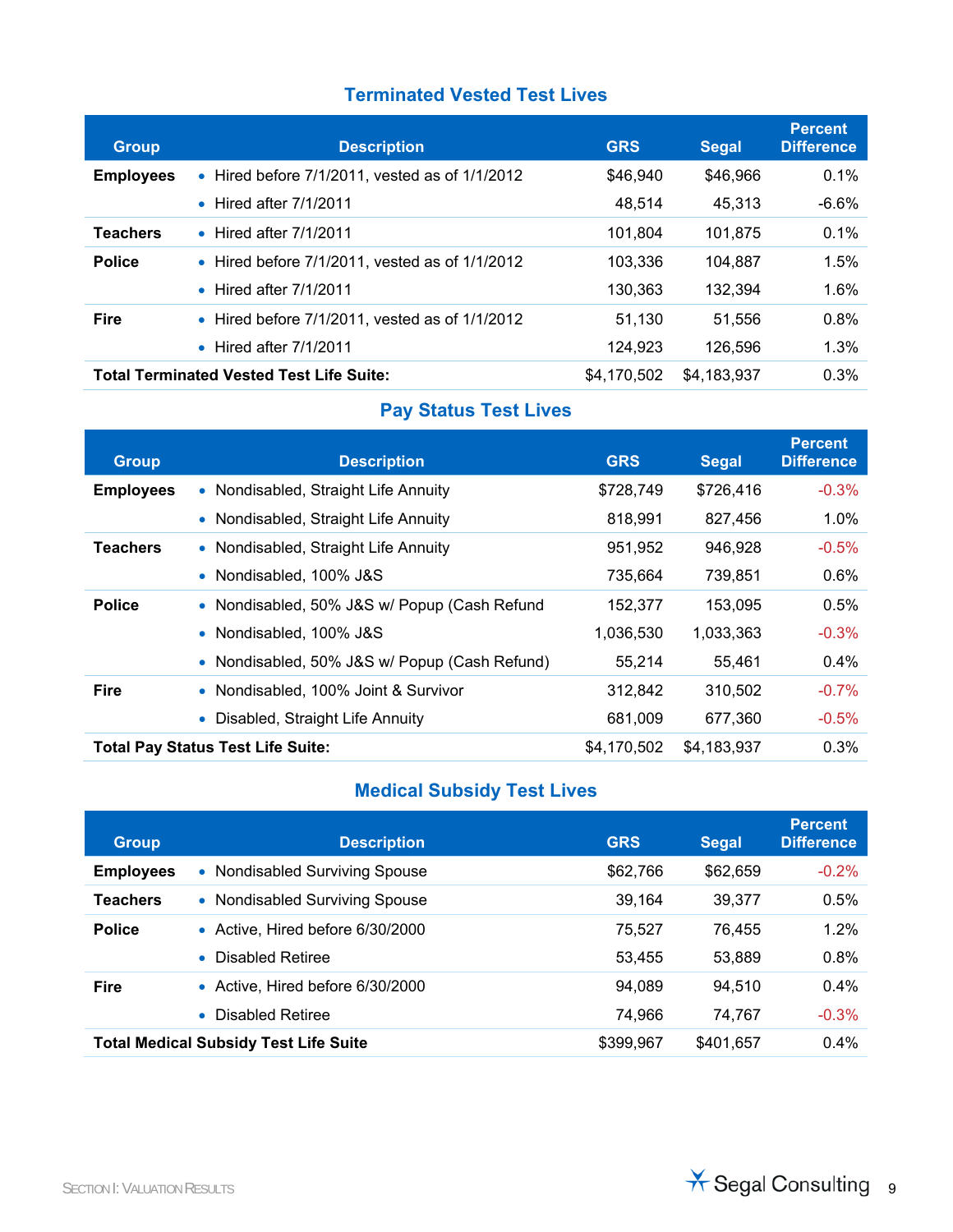### Terminated Vested Test Lives

| Group | Description | GRS | Segal | Percent Difference |
|---|---|---|---|---|
| **Employees** | • Hired before 7/1/2011, vested as of 1/1/2012 | $46,940 | $46,966 | 0.1% |
| | • Hired after 7/1/2011 | 48,514 | 45,313 | -6.6% |
| **Teachers** | • Hired after 7/1/2011 | 101,804 | 101,875 | 0.1% |
| **Police** | • Hired before 7/1/2011, vested as of 1/1/2012 | 103,336 | 104,887 | 1.5% |
| | • Hired after 7/1/2011 | 130,363 | 132,394 | 1.6% |
| **Fire** | • Hired before 7/1/2011, vested as of 1/1/2012 | 51,130 | 51,556 | 0.8% |
| | • Hired after 7/1/2011 | 124,923 | 126,596 | 1.3% |
| **Total Terminated Vested Test Life Suite:** | | $4,170,502 | $4,183,937 | 0.3% |

### Pay Status Test Lives

| Group | Description | GRS | Segal | Percent Difference |
|---|---|---|---|---|
| **Employees** | • Nondisabled, Straight Life Annuity | $728,749 | $726,416 | -0.3% |
| | • Nondisabled, Straight Life Annuity | 818,991 | 827,456 | 1.0% |
| **Teachers** | • Nondisabled, Straight Life Annuity | 951,952 | 946,928 | -0.5% |
| | • Nondisabled, 100% J&S | 735,664 | 739,851 | 0.6% |
| **Police** | • Nondisabled, 50% J&S w/ Popup (Cash Refund | 152,377 | 153,095 | 0.5% |
| | • Nondisabled, 100% J&S | 1,036,530 | 1,033,363 | -0.3% |
| | • Nondisabled, 50% J&S w/ Popup (Cash Refund) | 55,214 | 55,461 | 0.4% |
| **Fire** | • Nondisabled, 100% Joint & Survivor | 312,842 | 310,502 | -0.7% |
| | • Disabled, Straight Life Annuity | 681,009 | 677,360 | -0.5% |
| **Total Pay Status Test Life Suite:** | | $4,170,502 | $4,183,937 | 0.3% |

### Medical Subsidy Test Lives

| Group | Description | GRS | Segal | Percent Difference |
|---|---|---|---|---|
| **Employees** | • Nondisabled Surviving Spouse | $62,766 | $62,659 | -0.2% |
| **Teachers** | • Nondisabled Surviving Spouse | 39,164 | 39,377 | 0.5% |
| **Police** | • Active, Hired before 6/30/2000 | 75,527 | 76,455 | 1.2% |
| | • Disabled Retiree | 53,455 | 53,889 | 0.8% |
| **Fire** | • Active, Hired before 6/30/2000 | 94,089 | 94,510 | 0.4% |
| | • Disabled Retiree | 74,966 | 74,767 | -0.3% |
| **Total Medical Subsidy Test Life Suite** | | $399,967 | $401,657 | 0.4% |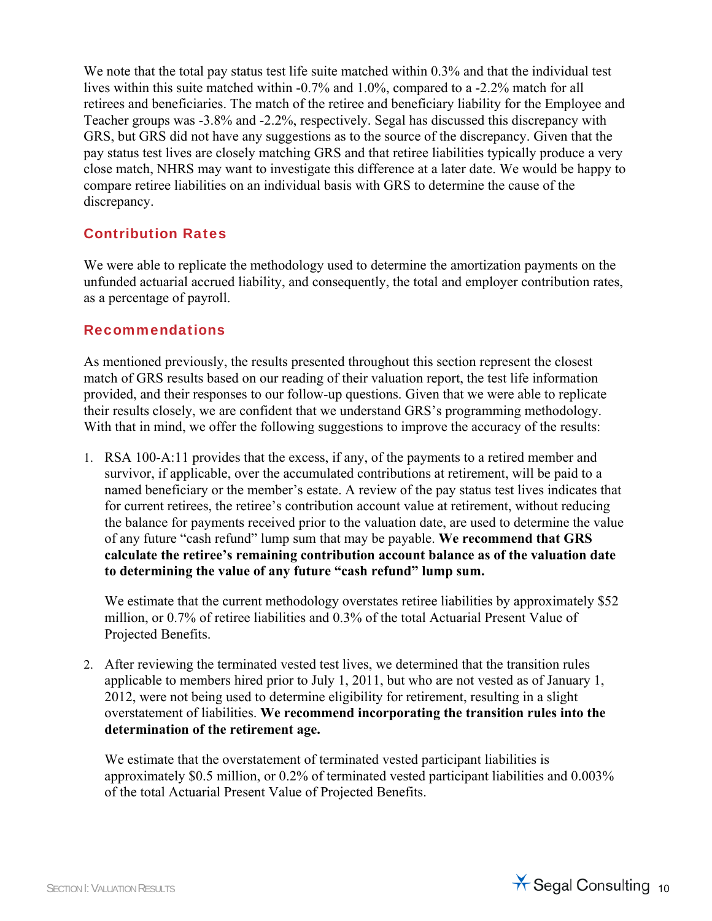We note that the total pay status test life suite matched within 0.3% and that the individual test lives within this suite matched within -0.7% and 1.0%, compared to a -2.2% match for all retirees and beneficiaries. The match of the retiree and beneficiary liability for the Employee and Teacher groups was -3.8% and -2.2%, respectively. Segal has discussed this discrepancy with GRS, but GRS did not have any suggestions as to the source of the discrepancy. Given that the pay status test lives are closely matching GRS and that retiree liabilities typically produce a very close match, NHRS may want to investigate this difference at a later date. We would be happy to compare retiree liabilities on an individual basis with GRS to determine the cause of the discrepancy.

## Contribution Rates

We were able to replicate the methodology used to determine the amortization payments on the unfunded actuarial accrued liability, and consequently, the total and employer contribution rates, as a percentage of payroll.

## Recommendations

As mentioned previously, the results presented throughout this section represent the closest match of GRS results based on our reading of their valuation report, the test life information provided, and their responses to our follow-up questions. Given that we were able to replicate their results closely, we are confident that we understand GRS's programming methodology. With that in mind, we offer the following suggestions to improve the accuracy of the results:

1. RSA 100-A:11 provides that the excess, if any, of the payments to a retired member and survivor, if applicable, over the accumulated contributions at retirement, will be paid to a named beneficiary or the member's estate. A review of the pay status test lives indicates that for current retirees, the retiree's contribution account value at retirement, without reducing the balance for payments received prior to the valuation date, are used to determine the value of any future "cash refund" lump sum that may be payable. **We recommend that GRS calculate the retiree's remaining contribution account balance as of the valuation date to determining the value of any future "cash refund" lump sum.**

   We estimate that the current methodology overstates retiree liabilities by approximately $52 million, or 0.7% of retiree liabilities and 0.3% of the total Actuarial Present Value of Projected Benefits.

2. After reviewing the terminated vested test lives, we determined that the transition rules applicable to members hired prior to July 1, 2011, but who are not vested as of January 1, 2012, were not being used to determine eligibility for retirement, resulting in a slight overstatement of liabilities. **We recommend incorporating the transition rules into the determination of the retirement age.**

   We estimate that the overstatement of terminated vested participant liabilities is approximately $0.5 million, or 0.2% of terminated vested participant liabilities and 0.003% of the total Actuarial Present Value of Projected Benefits.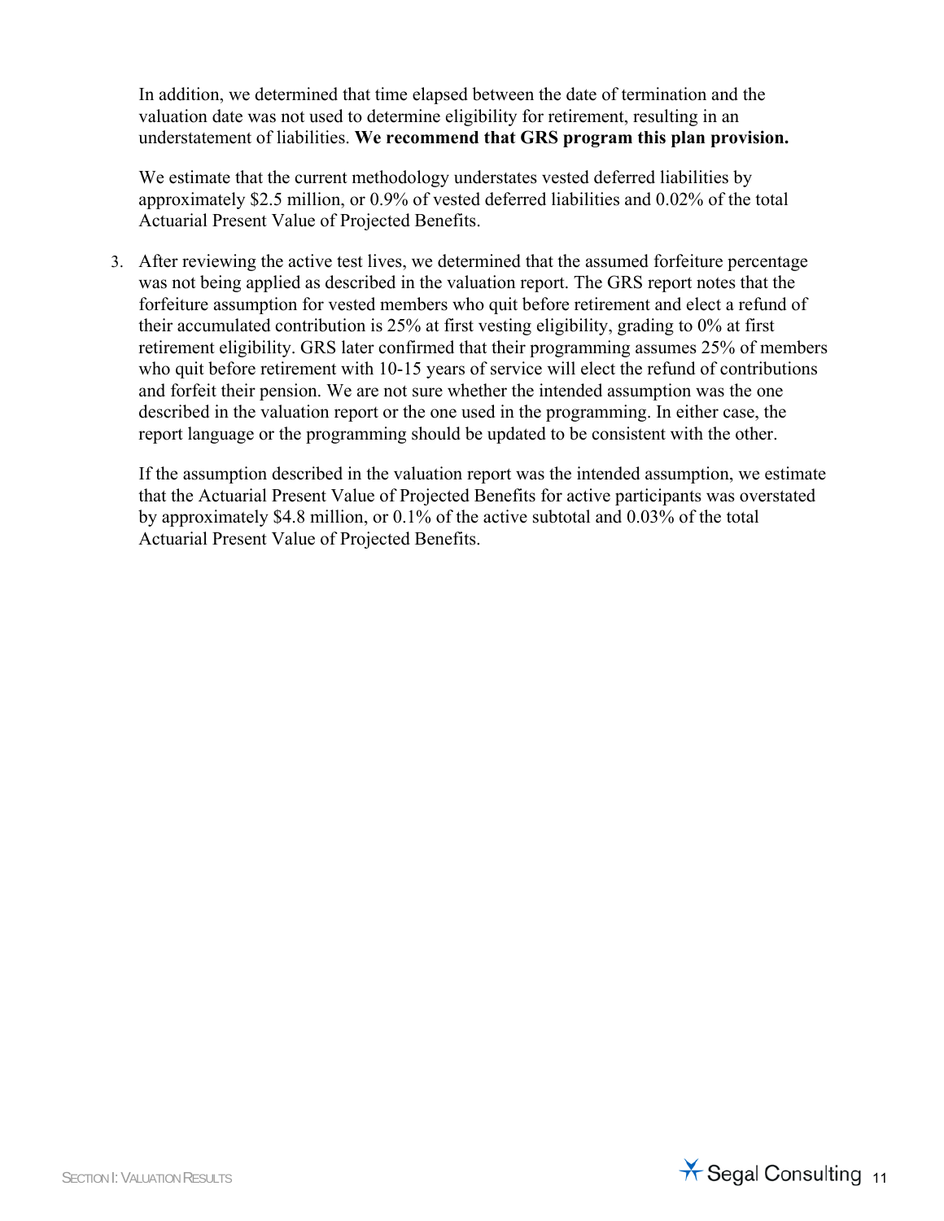In addition, we determined that time elapsed between the date of termination and the valuation date was not used to determine eligibility for retirement, resulting in an understatement of liabilities. **We recommend that GRS program this plan provision.**

We estimate that the current methodology understates vested deferred liabilities by approximately $2.5 million, or 0.9% of vested deferred liabilities and 0.02% of the total Actuarial Present Value of Projected Benefits.

3. After reviewing the active test lives, we determined that the assumed forfeiture percentage was not being applied as described in the valuation report. The GRS report notes that the forfeiture assumption for vested members who quit before retirement and elect a refund of their accumulated contribution is 25% at first vesting eligibility, grading to 0% at first retirement eligibility. GRS later confirmed that their programming assumes 25% of members who quit before retirement with 10-15 years of service will elect the refund of contributions and forfeit their pension. We are not sure whether the intended assumption was the one described in the valuation report or the one used in the programming. In either case, the report language or the programming should be updated to be consistent with the other.

   If the assumption described in the valuation report was the intended assumption, we estimate that the Actuarial Present Value of Projected Benefits for active participants was overstated by approximately $4.8 million, or 0.1% of the active subtotal and 0.03% of the total Actuarial Present Value of Projected Benefits.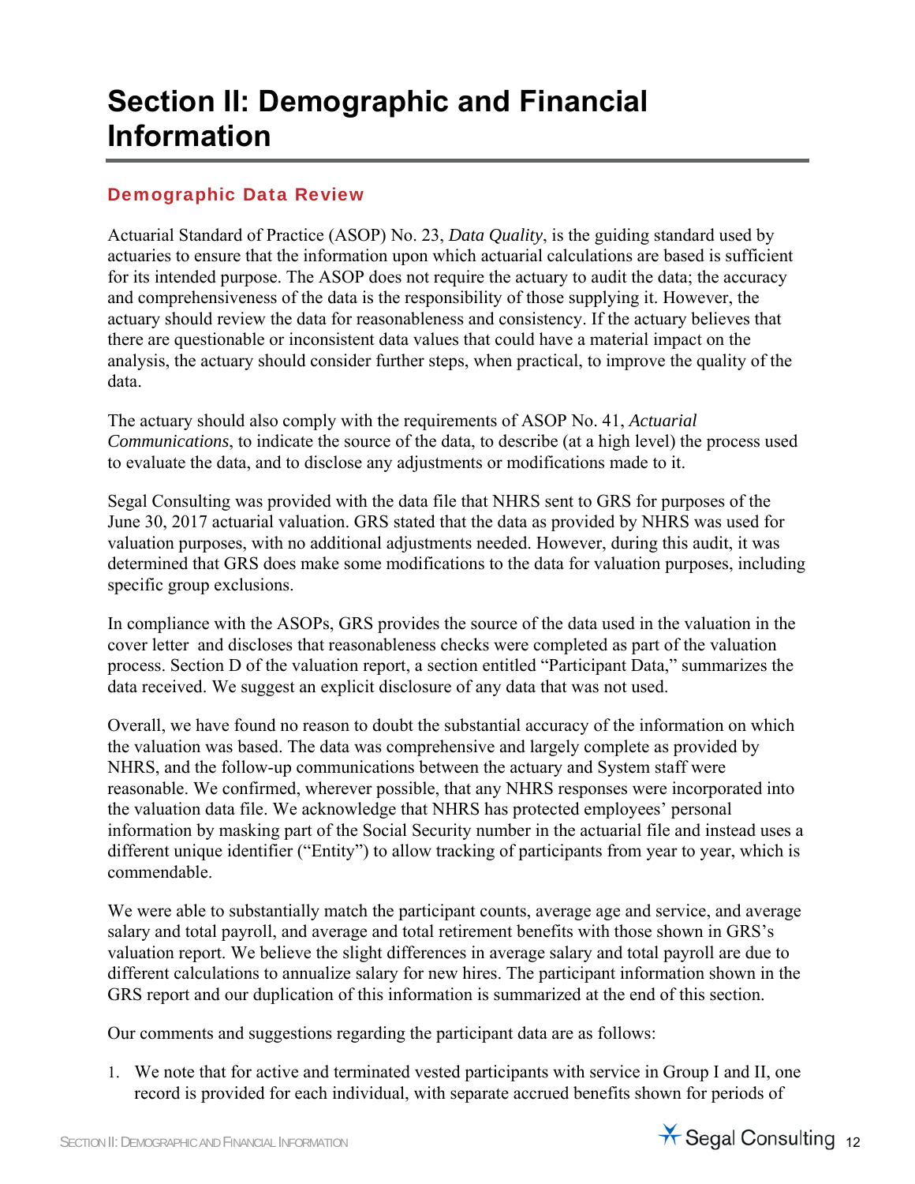# Section II: Demographic and Financial Information

## Demographic Data Review

Actuarial Standard of Practice (ASOP) No. 23, *Data Quality*, is the guiding standard used by actuaries to ensure that the information upon which actuarial calculations are based is sufficient for its intended purpose. The ASOP does not require the actuary to audit the data; the accuracy and comprehensiveness of the data is the responsibility of those supplying it. However, the actuary should review the data for reasonableness and consistency. If the actuary believes that there are questionable or inconsistent data values that could have a material impact on the analysis, the actuary should consider further steps, when practical, to improve the quality of the data.

The actuary should also comply with the requirements of ASOP No. 41, *Actuarial Communications*, to indicate the source of the data, to describe (at a high level) the process used to evaluate the data, and to disclose any adjustments or modifications made to it.

Segal Consulting was provided with the data file that NHRS sent to GRS for purposes of the June 30, 2017 actuarial valuation. GRS stated that the data as provided by NHRS was used for valuation purposes, with no additional adjustments needed. However, during this audit, it was determined that GRS does make some modifications to the data for valuation purposes, including specific group exclusions.

In compliance with the ASOPs, GRS provides the source of the data used in the valuation in the cover letter and discloses that reasonableness checks were completed as part of the valuation process. Section D of the valuation report, a section entitled "Participant Data," summarizes the data received. We suggest an explicit disclosure of any data that was not used.

Overall, we have found no reason to doubt the substantial accuracy of the information on which the valuation was based. The data was comprehensive and largely complete as provided by NHRS, and the follow-up communications between the actuary and System staff were reasonable. We confirmed, wherever possible, that any NHRS responses were incorporated into the valuation data file. We acknowledge that NHRS has protected employees' personal information by masking part of the Social Security number in the actuarial file and instead uses a different unique identifier ("Entity") to allow tracking of participants from year to year, which is commendable.

We were able to substantially match the participant counts, average age and service, and average salary and total payroll, and average and total retirement benefits with those shown in GRS's valuation report. We believe the slight differences in average salary and total payroll are due to different calculations to annualize salary for new hires. The participant information shown in the GRS report and our duplication of this information is summarized at the end of this section.

Our comments and suggestions regarding the participant data are as follows:

1. We note that for active and terminated vested participants with service in Group I and II, one record is provided for each individual, with separate accrued benefits shown for periods of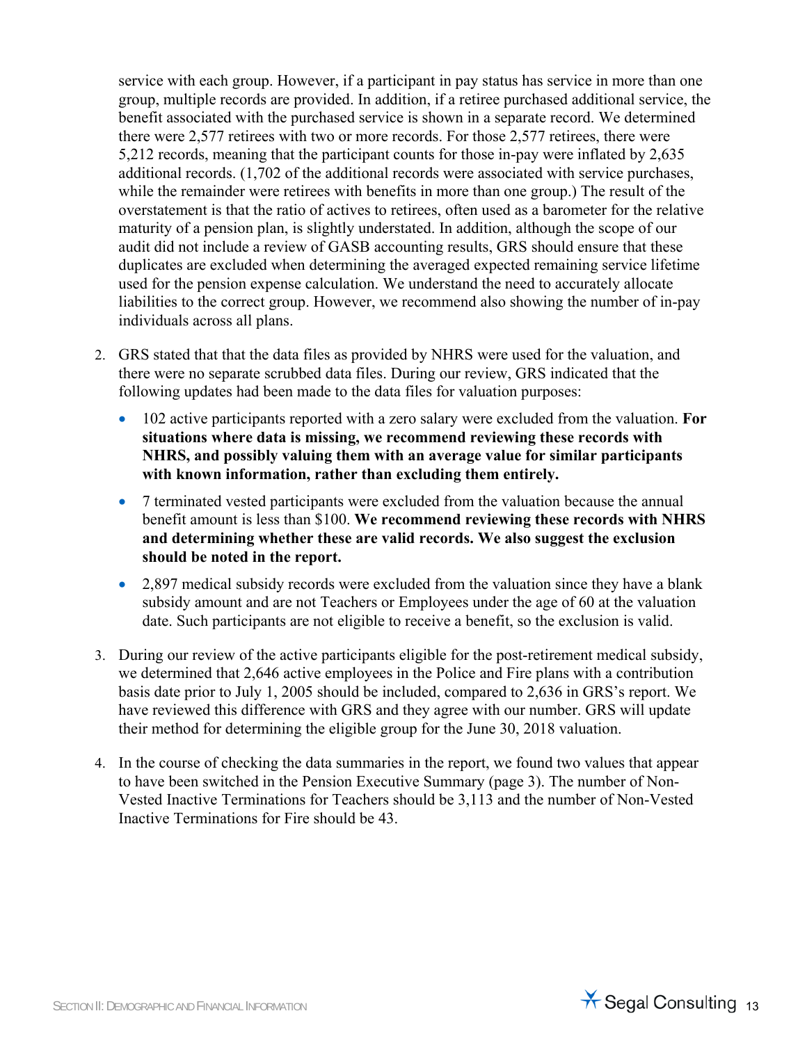service with each group. However, if a participant in pay status has service in more than one group, multiple records are provided. In addition, if a retiree purchased additional service, the benefit associated with the purchased service is shown in a separate record. We determined there were 2,577 retirees with two or more records. For those 2,577 retirees, there were 5,212 records, meaning that the participant counts for those in-pay were inflated by 2,635 additional records. (1,702 of the additional records were associated with service purchases, while the remainder were retirees with benefits in more than one group.) The result of the overstatement is that the ratio of actives to retirees, often used as a barometer for the relative maturity of a pension plan, is slightly understated. In addition, although the scope of our audit did not include a review of GASB accounting results, GRS should ensure that these duplicates are excluded when determining the averaged expected remaining service lifetime used for the pension expense calculation. We understand the need to accurately allocate liabilities to the correct group. However, we recommend also showing the number of in-pay individuals across all plans.

2. GRS stated that that the data files as provided by NHRS were used for the valuation, and there were no separate scrubbed data files. During our review, GRS indicated that the following updates had been made to the data files for valuation purposes:

   - 102 active participants reported with a zero salary were excluded from the valuation. **For situations where data is missing, we recommend reviewing these records with NHRS, and possibly valuing them with an average value for similar participants with known information, rather than excluding them entirely.**
   - 7 terminated vested participants were excluded from the valuation because the annual benefit amount is less than $100. **We recommend reviewing these records with NHRS and determining whether these are valid records. We also suggest the exclusion should be noted in the report.**
   - 2,897 medical subsidy records were excluded from the valuation since they have a blank subsidy amount and are not Teachers or Employees under the age of 60 at the valuation date. Such participants are not eligible to receive a benefit, so the exclusion is valid.

3. During our review of the active participants eligible for the post-retirement medical subsidy, we determined that 2,646 active employees in the Police and Fire plans with a contribution basis date prior to July 1, 2005 should be included, compared to 2,636 in GRS's report. We have reviewed this difference with GRS and they agree with our number. GRS will update their method for determining the eligible group for the June 30, 2018 valuation.

4. In the course of checking the data summaries in the report, we found two values that appear to have been switched in the Pension Executive Summary (page 3). The number of Non-Vested Inactive Terminations for Teachers should be 3,113 and the number of Non-Vested Inactive Terminations for Fire should be 43.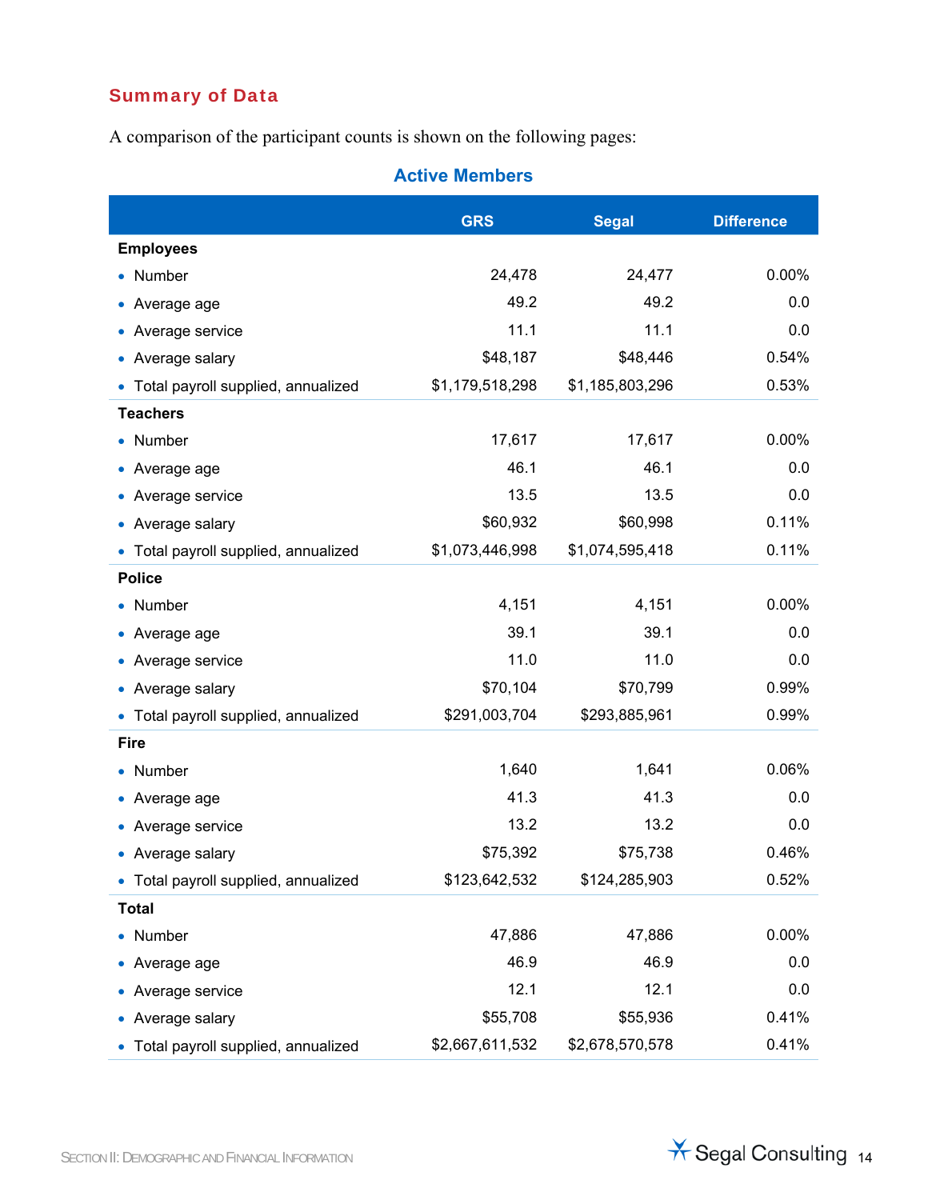## Summary of Data

A comparison of the participant counts is shown on the following pages:

### Active Members

| | GRS | Segal | Difference |
|---|---|---|---|
| **Employees** | | | |
| • Number | 24,478 | 24,477 | 0.00% |
| • Average age | 49.2 | 49.2 | 0.0 |
| • Average service | 11.1 | 11.1 | 0.0 |
| • Average salary | $48,187 | $48,446 | 0.54% |
| • Total payroll supplied, annualized | $1,179,518,298 | $1,185,803,296 | 0.53% |
| **Teachers** | | | |
| • Number | 17,617 | 17,617 | 0.00% |
| • Average age | 46.1 | 46.1 | 0.0 |
| • Average service | 13.5 | 13.5 | 0.0 |
| • Average salary | $60,932 | $60,998 | 0.11% |
| • Total payroll supplied, annualized | $1,073,446,998 | $1,074,595,418 | 0.11% |
| **Police** | | | |
| • Number | 4,151 | 4,151 | 0.00% |
| • Average age | 39.1 | 39.1 | 0.0 |
| • Average service | 11.0 | 11.0 | 0.0 |
| • Average salary | $70,104 | $70,799 | 0.99% |
| • Total payroll supplied, annualized | $291,003,704 | $293,885,961 | 0.99% |
| **Fire** | | | |
| • Number | 1,640 | 1,641 | 0.06% |
| • Average age | 41.3 | 41.3 | 0.0 |
| • Average service | 13.2 | 13.2 | 0.0 |
| • Average salary | $75,392 | $75,738 | 0.46% |
| • Total payroll supplied, annualized | $123,642,532 | $124,285,903 | 0.52% |
| **Total** | | | |
| • Number | 47,886 | 47,886 | 0.00% |
| • Average age | 46.9 | 46.9 | 0.0 |
| • Average service | 12.1 | 12.1 | 0.0 |
| • Average salary | $55,708 | $55,936 | 0.41% |
| • Total payroll supplied, annualized | $2,667,611,532 | $2,678,570,578 | 0.41% |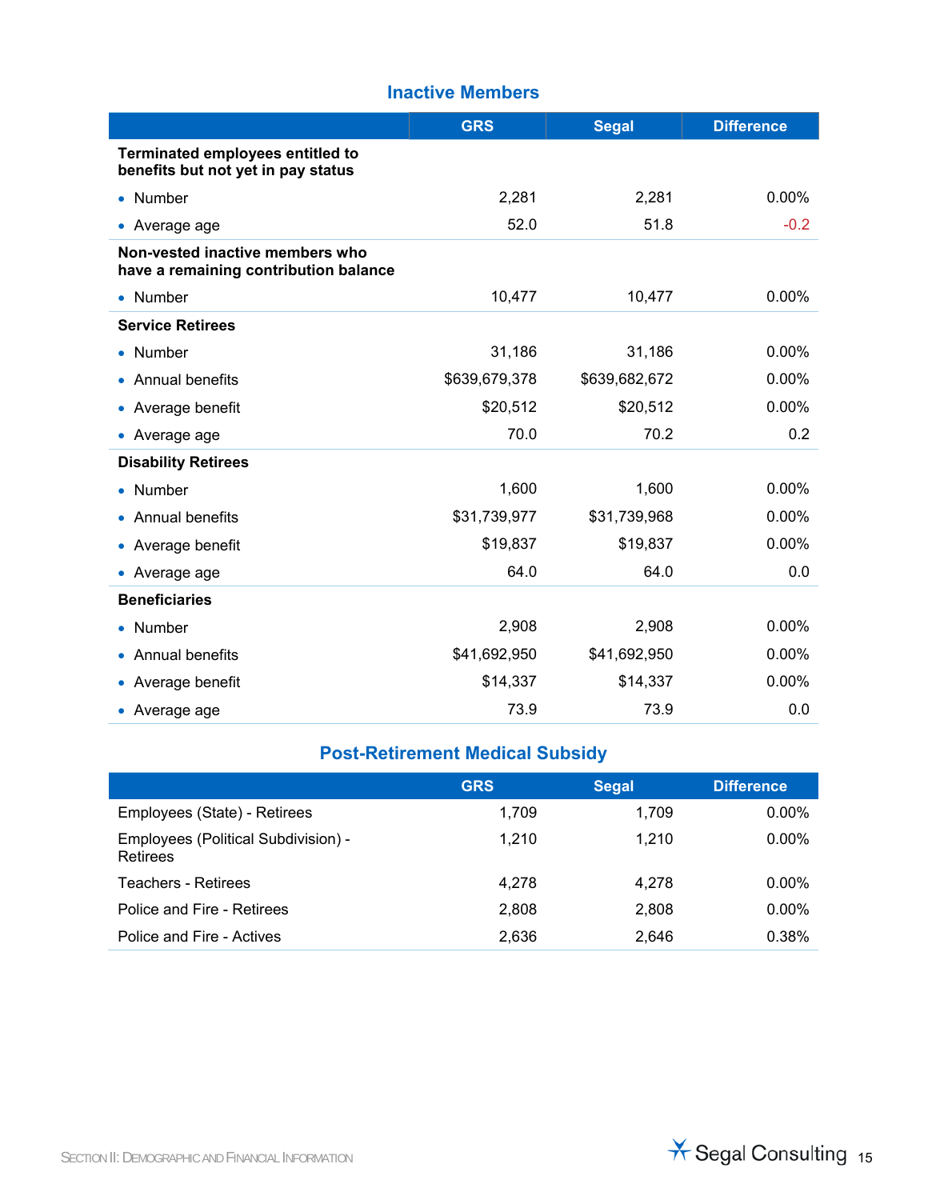## Inactive Members

| | GRS | Segal | Difference |
|---|---|---|---|
| **Terminated employees entitled to benefits but not yet in pay status** | | | |
| • Number | 2,281 | 2,281 | 0.00% |
| • Average age | 52.0 | 51.8 | -0.2 |
| **Non-vested inactive members who have a remaining contribution balance** | | | |
| • Number | 10,477 | 10,477 | 0.00% |
| **Service Retirees** | | | |
| • Number | 31,186 | 31,186 | 0.00% |
| • Annual benefits | $639,679,378 | $639,682,672 | 0.00% |
| • Average benefit | $20,512 | $20,512 | 0.00% |
| • Average age | 70.0 | 70.2 | 0.2 |
| **Disability Retirees** | | | |
| • Number | 1,600 | 1,600 | 0.00% |
| • Annual benefits | $31,739,977 | $31,739,968 | 0.00% |
| • Average benefit | $19,837 | $19,837 | 0.00% |
| • Average age | 64.0 | 64.0 | 0.0 |
| **Beneficiaries** | | | |
| • Number | 2,908 | 2,908 | 0.00% |
| • Annual benefits | $41,692,950 | $41,692,950 | 0.00% |
| • Average benefit | $14,337 | $14,337 | 0.00% |
| • Average age | 73.9 | 73.9 | 0.0 |

## Post-Retirement Medical Subsidy

| | GRS | Segal | Difference |
|---|---|---|---|
| Employees (State) - Retirees | 1,709 | 1,709 | 0.00% |
| Employees (Political Subdivision) - Retirees | 1,210 | 1,210 | 0.00% |
| Teachers - Retirees | 4,278 | 4,278 | 0.00% |
| Police and Fire - Retirees | 2,808 | 2,808 | 0.00% |
| Police and Fire - Actives | 2,636 | 2,646 | 0.38% |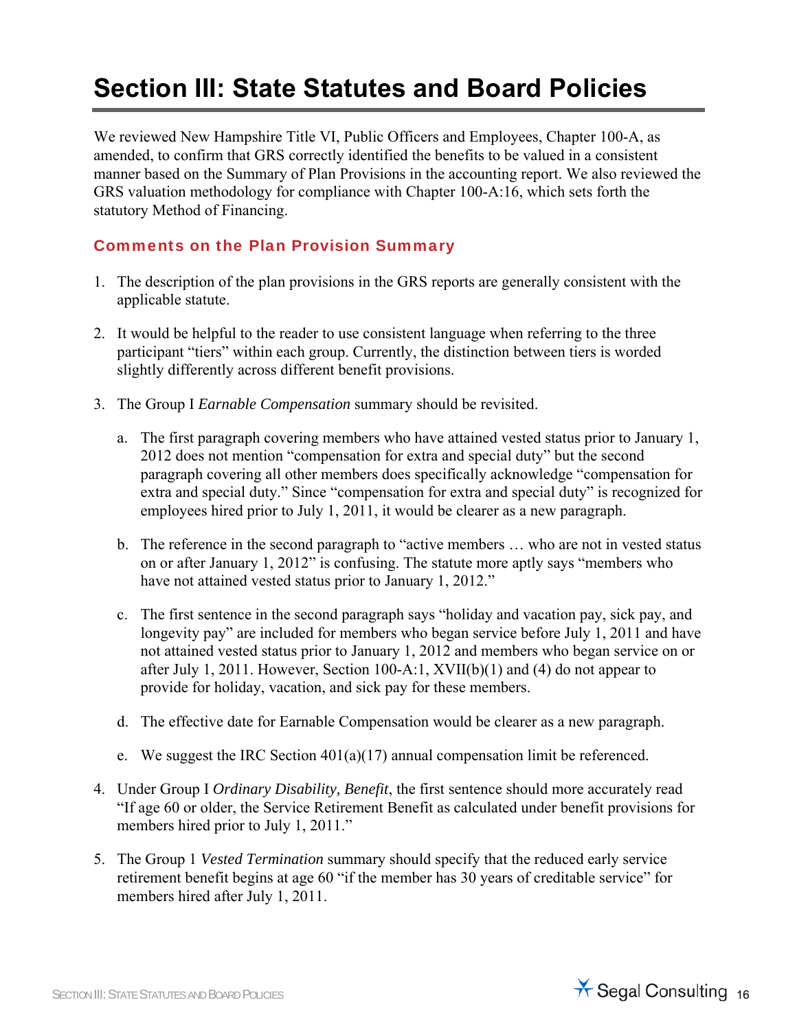# Section III: State Statutes and Board Policies

We reviewed New Hampshire Title VI, Public Officers and Employees, Chapter 100-A, as amended, to confirm that GRS correctly identified the benefits to be valued in a consistent manner based on the Summary of Plan Provisions in the accounting report. We also reviewed the GRS valuation methodology for compliance with Chapter 100-A:16, which sets forth the statutory Method of Financing.

## Comments on the Plan Provision Summary

1. The description of the plan provisions in the GRS reports are generally consistent with the applicable statute.
2. It would be helpful to the reader to use consistent language when referring to the three participant "tiers" within each group. Currently, the distinction between tiers is worded slightly differently across different benefit provisions.
3. The Group I *Earnable Compensation* summary should be revisited.
   a. The first paragraph covering members who have attained vested status prior to January 1, 2012 does not mention "compensation for extra and special duty" but the second paragraph covering all other members does specifically acknowledge "compensation for extra and special duty." Since "compensation for extra and special duty" is recognized for employees hired prior to July 1, 2011, it would be clearer as a new paragraph.
   b. The reference in the second paragraph to "active members … who are not in vested status on or after January 1, 2012" is confusing. The statute more aptly says "members who have not attained vested status prior to January 1, 2012."
   c. The first sentence in the second paragraph says "holiday and vacation pay, sick pay, and longevity pay" are included for members who began service before July 1, 2011 and have not attained vested status prior to January 1, 2012 and members who began service on or after July 1, 2011. However, Section 100-A:1, XVII(b)(1) and (4) do not appear to provide for holiday, vacation, and sick pay for these members.
   d. The effective date for Earnable Compensation would be clearer as a new paragraph.
   e. We suggest the IRC Section 401(a)(17) annual compensation limit be referenced.
4. Under Group I *Ordinary Disability, Benefit*, the first sentence should more accurately read "If age 60 or older, the Service Retirement Benefit as calculated under benefit provisions for members hired prior to July 1, 2011."
5. The Group 1 *Vested Termination* summary should specify that the reduced early service retirement benefit begins at age 60 "if the member has 30 years of creditable service" for members hired after July 1, 2011.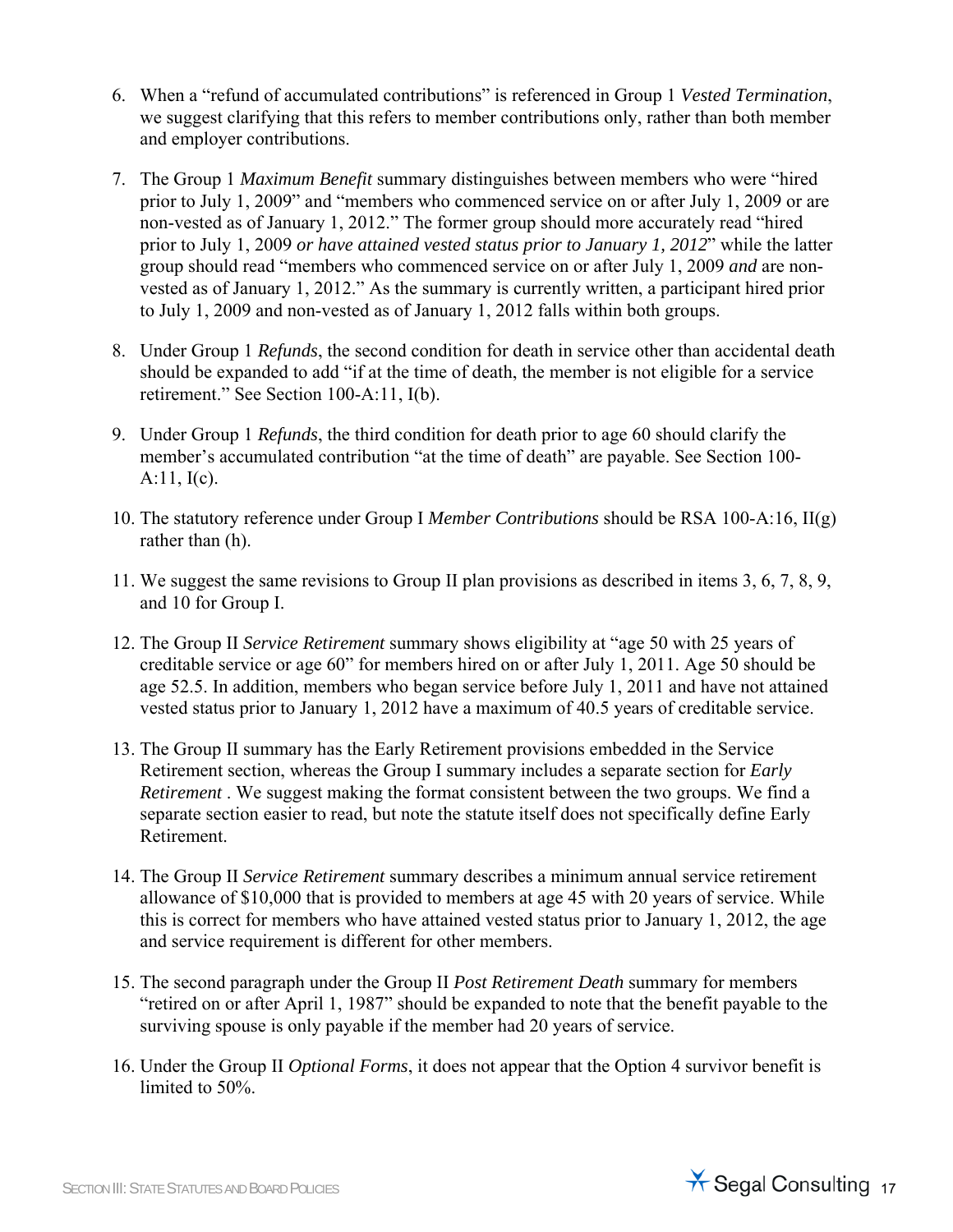6. When a "refund of accumulated contributions" is referenced in Group 1 *Vested Termination*, we suggest clarifying that this refers to member contributions only, rather than both member and employer contributions.

7. The Group 1 *Maximum Benefit* summary distinguishes between members who were "hired prior to July 1, 2009" and "members who commenced service on or after July 1, 2009 or are non-vested as of January 1, 2012." The former group should more accurately read "hired prior to July 1, 2009 *or have attained vested status prior to January 1, 2012*" while the latter group should read "members who commenced service on or after July 1, 2009 *and* are non-vested as of January 1, 2012." As the summary is currently written, a participant hired prior to July 1, 2009 and non-vested as of January 1, 2012 falls within both groups.

8. Under Group 1 *Refunds*, the second condition for death in service other than accidental death should be expanded to add "if at the time of death, the member is not eligible for a service retirement." See Section 100-A:11, I(b).

9. Under Group 1 *Refunds*, the third condition for death prior to age 60 should clarify the member's accumulated contribution "at the time of death" are payable. See Section 100-A:11, I(c).

10. The statutory reference under Group I *Member Contributions* should be RSA 100-A:16, II(g) rather than (h).

11. We suggest the same revisions to Group II plan provisions as described in items 3, 6, 7, 8, 9, and 10 for Group I.

12. The Group II *Service Retirement* summary shows eligibility at "age 50 with 25 years of creditable service or age 60" for members hired on or after July 1, 2011. Age 50 should be age 52.5. In addition, members who began service before July 1, 2011 and have not attained vested status prior to January 1, 2012 have a maximum of 40.5 years of creditable service.

13. The Group II summary has the Early Retirement provisions embedded in the Service Retirement section, whereas the Group I summary includes a separate section for *Early Retirement* . We suggest making the format consistent between the two groups. We find a separate section easier to read, but note the statute itself does not specifically define Early Retirement.

14. The Group II *Service Retirement* summary describes a minimum annual service retirement allowance of $10,000 that is provided to members at age 45 with 20 years of service. While this is correct for members who have attained vested status prior to January 1, 2012, the age and service requirement is different for other members.

15. The second paragraph under the Group II *Post Retirement Death* summary for members "retired on or after April 1, 1987" should be expanded to note that the benefit payable to the surviving spouse is only payable if the member had 20 years of service.

16. Under the Group II *Optional Forms*, it does not appear that the Option 4 survivor benefit is limited to 50%.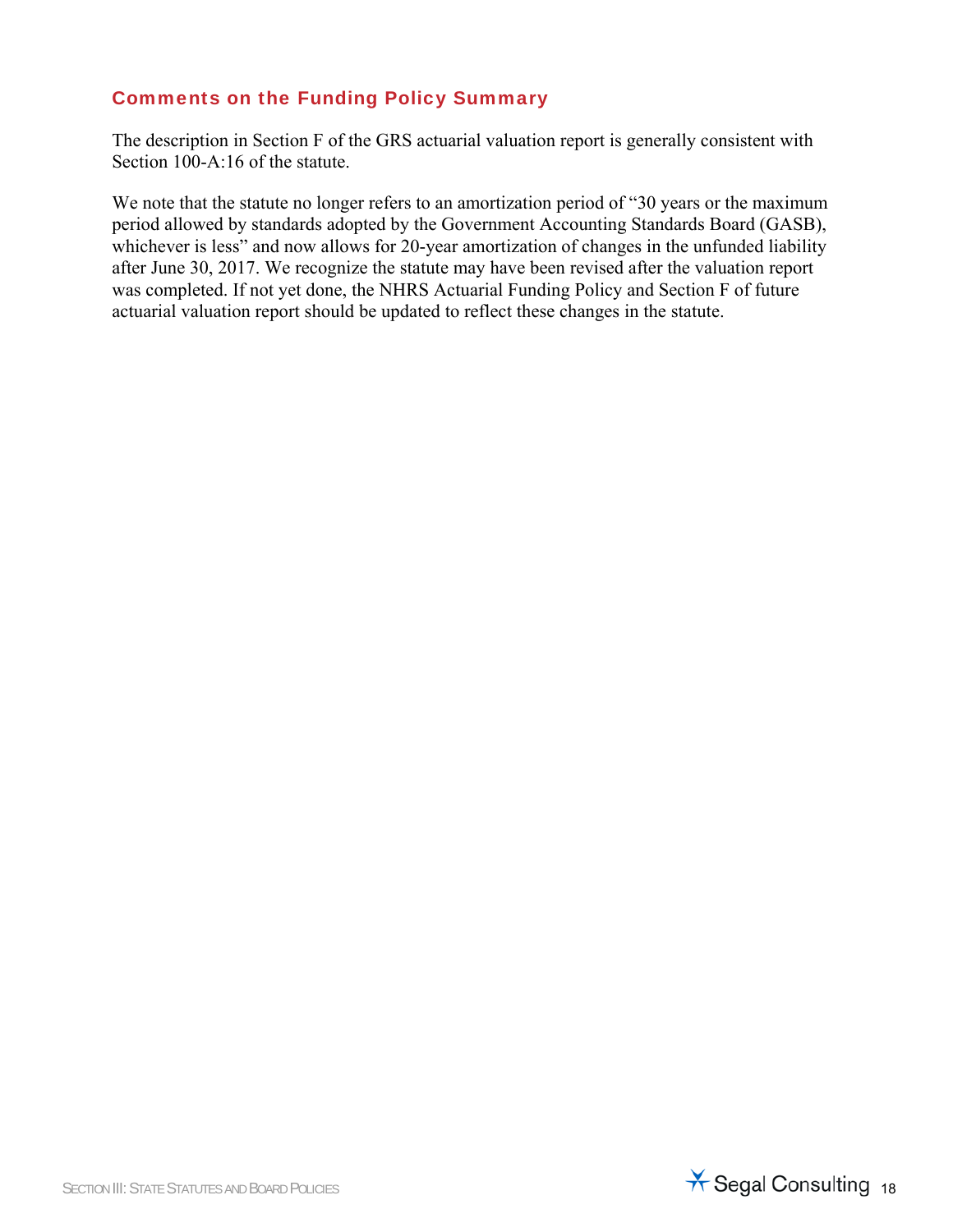### Comments on the Funding Policy Summary

The description in Section F of the GRS actuarial valuation report is generally consistent with Section 100-A:16 of the statute.

We note that the statute no longer refers to an amortization period of "30 years or the maximum period allowed by standards adopted by the Government Accounting Standards Board (GASB), whichever is less" and now allows for 20-year amortization of changes in the unfunded liability after June 30, 2017. We recognize the statute may have been revised after the valuation report was completed. If not yet done, the NHRS Actuarial Funding Policy and Section F of future actuarial valuation report should be updated to reflect these changes in the statute.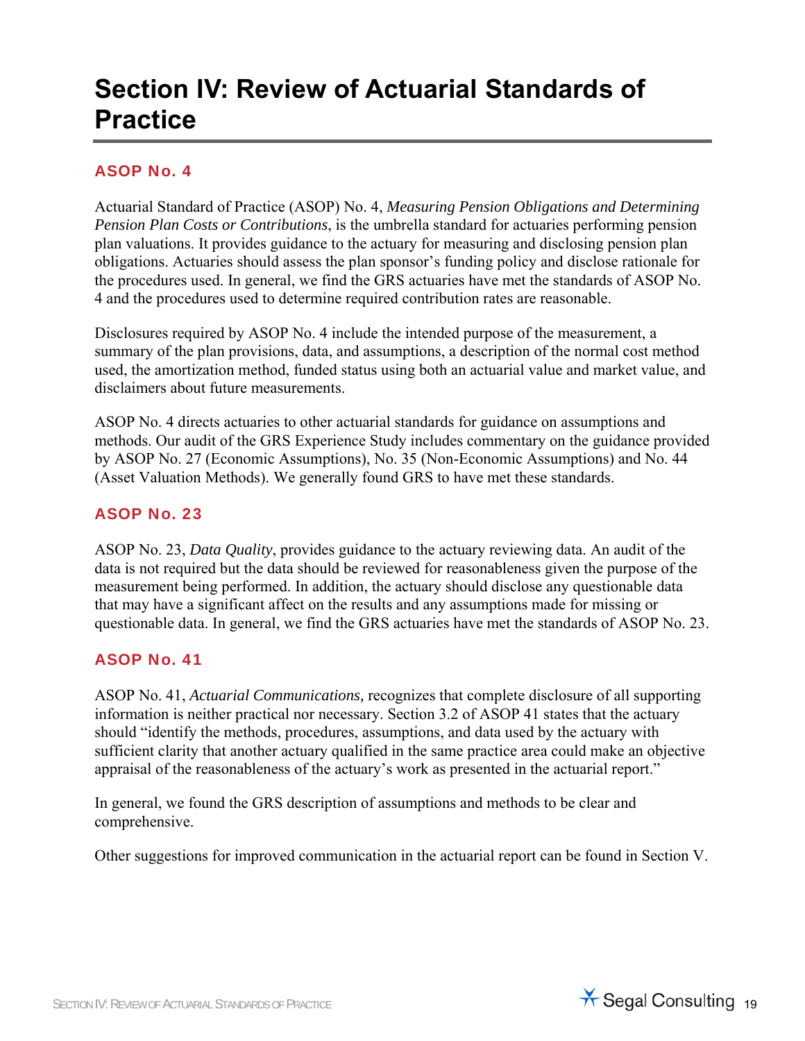# Section IV: Review of Actuarial Standards of Practice

## ASOP No. 4

Actuarial Standard of Practice (ASOP) No. 4, *Measuring Pension Obligations and Determining Pension Plan Costs or Contributions*, is the umbrella standard for actuaries performing pension plan valuations. It provides guidance to the actuary for measuring and disclosing pension plan obligations. Actuaries should assess the plan sponsor's funding policy and disclose rationale for the procedures used. In general, we find the GRS actuaries have met the standards of ASOP No. 4 and the procedures used to determine required contribution rates are reasonable.

Disclosures required by ASOP No. 4 include the intended purpose of the measurement, a summary of the plan provisions, data, and assumptions, a description of the normal cost method used, the amortization method, funded status using both an actuarial value and market value, and disclaimers about future measurements.

ASOP No. 4 directs actuaries to other actuarial standards for guidance on assumptions and methods. Our audit of the GRS Experience Study includes commentary on the guidance provided by ASOP No. 27 (Economic Assumptions), No. 35 (Non-Economic Assumptions) and No. 44 (Asset Valuation Methods). We generally found GRS to have met these standards.

## ASOP No. 23

ASOP No. 23, *Data Quality*, provides guidance to the actuary reviewing data. An audit of the data is not required but the data should be reviewed for reasonableness given the purpose of the measurement being performed. In addition, the actuary should disclose any questionable data that may have a significant affect on the results and any assumptions made for missing or questionable data. In general, we find the GRS actuaries have met the standards of ASOP No. 23.

## ASOP No. 41

ASOP No. 41, *Actuarial Communications,* recognizes that complete disclosure of all supporting information is neither practical nor necessary. Section 3.2 of ASOP 41 states that the actuary should "identify the methods, procedures, assumptions, and data used by the actuary with sufficient clarity that another actuary qualified in the same practice area could make an objective appraisal of the reasonableness of the actuary's work as presented in the actuarial report."

In general, we found the GRS description of assumptions and methods to be clear and comprehensive.

Other suggestions for improved communication in the actuarial report can be found in Section V.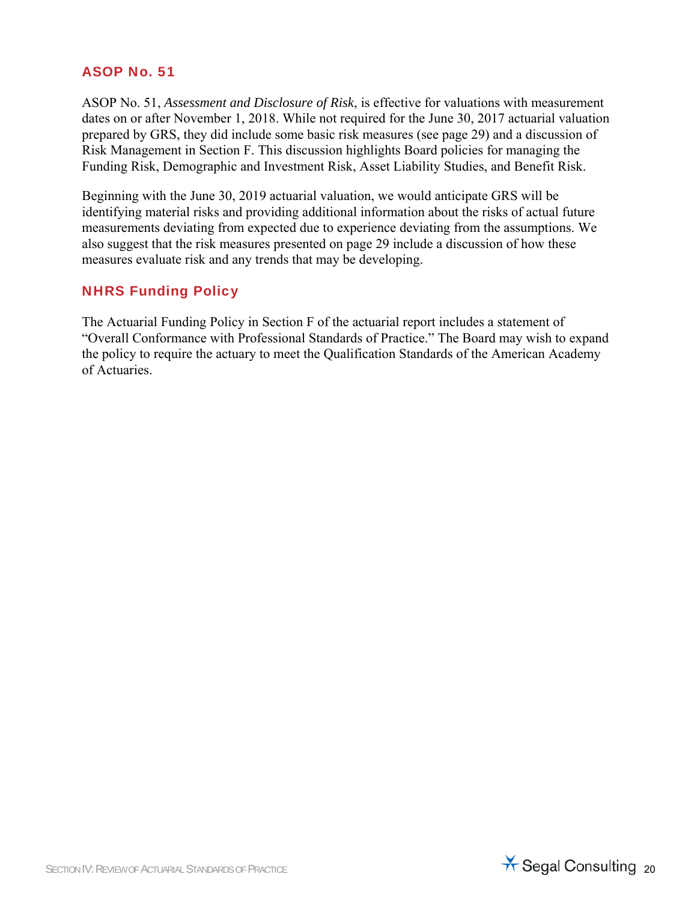## ASOP No. 51

ASOP No. 51, *Assessment and Disclosure of Risk*, is effective for valuations with measurement dates on or after November 1, 2018. While not required for the June 30, 2017 actuarial valuation prepared by GRS, they did include some basic risk measures (see page 29) and a discussion of Risk Management in Section F. This discussion highlights Board policies for managing the Funding Risk, Demographic and Investment Risk, Asset Liability Studies, and Benefit Risk.

Beginning with the June 30, 2019 actuarial valuation, we would anticipate GRS will be identifying material risks and providing additional information about the risks of actual future measurements deviating from expected due to experience deviating from the assumptions. We also suggest that the risk measures presented on page 29 include a discussion of how these measures evaluate risk and any trends that may be developing.

## NHRS Funding Policy

The Actuarial Funding Policy in Section F of the actuarial report includes a statement of "Overall Conformance with Professional Standards of Practice." The Board may wish to expand the policy to require the actuary to meet the Qualification Standards of the American Academy of Actuaries.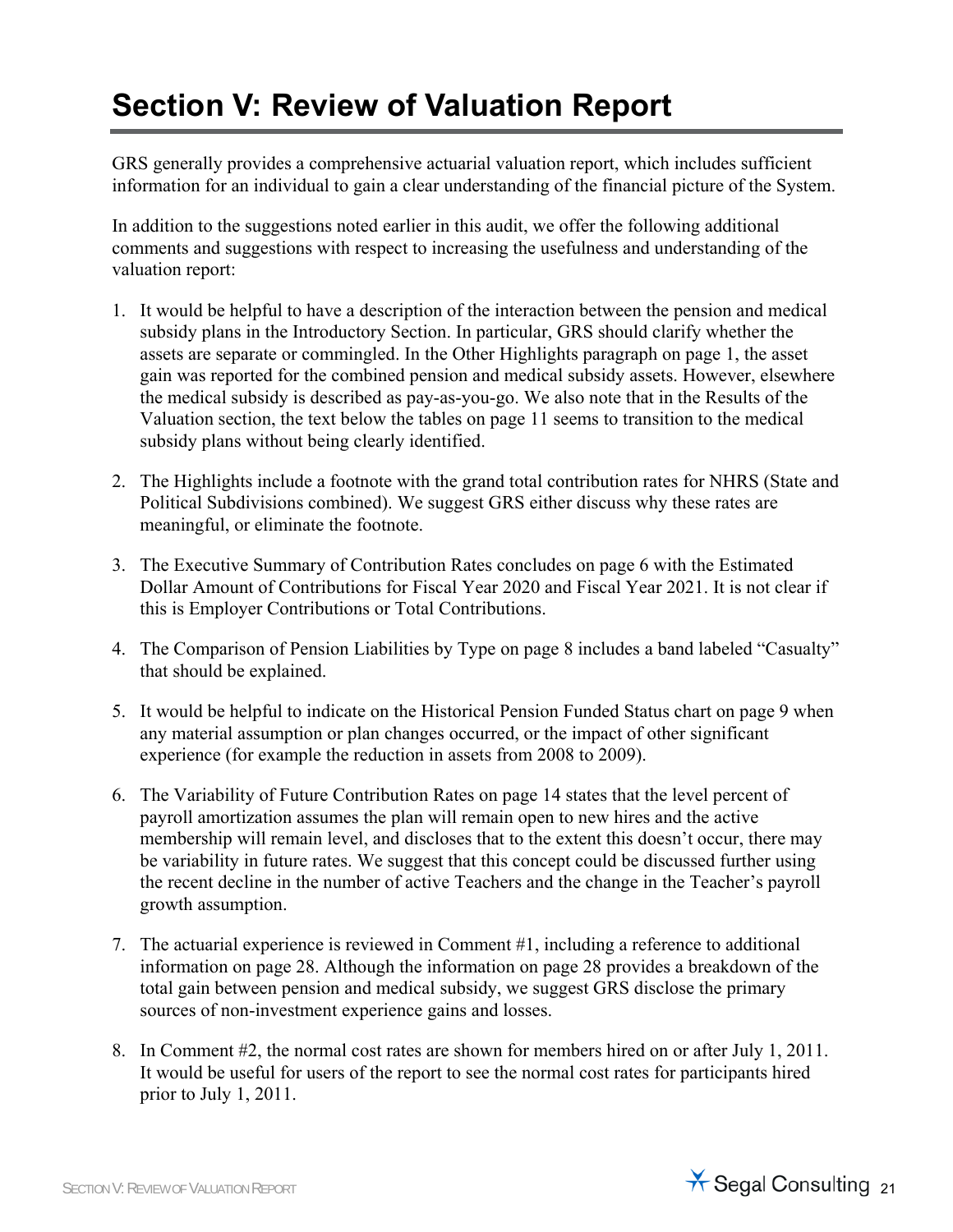# Section V: Review of Valuation Report

GRS generally provides a comprehensive actuarial valuation report, which includes sufficient information for an individual to gain a clear understanding of the financial picture of the System.

In addition to the suggestions noted earlier in this audit, we offer the following additional comments and suggestions with respect to increasing the usefulness and understanding of the valuation report:

1. It would be helpful to have a description of the interaction between the pension and medical subsidy plans in the Introductory Section. In particular, GRS should clarify whether the assets are separate or commingled. In the Other Highlights paragraph on page 1, the asset gain was reported for the combined pension and medical subsidy assets. However, elsewhere the medical subsidy is described as pay-as-you-go. We also note that in the Results of the Valuation section, the text below the tables on page 11 seems to transition to the medical subsidy plans without being clearly identified.
2. The Highlights include a footnote with the grand total contribution rates for NHRS (State and Political Subdivisions combined). We suggest GRS either discuss why these rates are meaningful, or eliminate the footnote.
3. The Executive Summary of Contribution Rates concludes on page 6 with the Estimated Dollar Amount of Contributions for Fiscal Year 2020 and Fiscal Year 2021. It is not clear if this is Employer Contributions or Total Contributions.
4. The Comparison of Pension Liabilities by Type on page 8 includes a band labeled "Casualty" that should be explained.
5. It would be helpful to indicate on the Historical Pension Funded Status chart on page 9 when any material assumption or plan changes occurred, or the impact of other significant experience (for example the reduction in assets from 2008 to 2009).
6. The Variability of Future Contribution Rates on page 14 states that the level percent of payroll amortization assumes the plan will remain open to new hires and the active membership will remain level, and discloses that to the extent this doesn't occur, there may be variability in future rates. We suggest that this concept could be discussed further using the recent decline in the number of active Teachers and the change in the Teacher's payroll growth assumption.
7. The actuarial experience is reviewed in Comment #1, including a reference to additional information on page 28. Although the information on page 28 provides a breakdown of the total gain between pension and medical subsidy, we suggest GRS disclose the primary sources of non-investment experience gains and losses.
8. In Comment #2, the normal cost rates are shown for members hired on or after July 1, 2011. It would be useful for users of the report to see the normal cost rates for participants hired prior to July 1, 2011.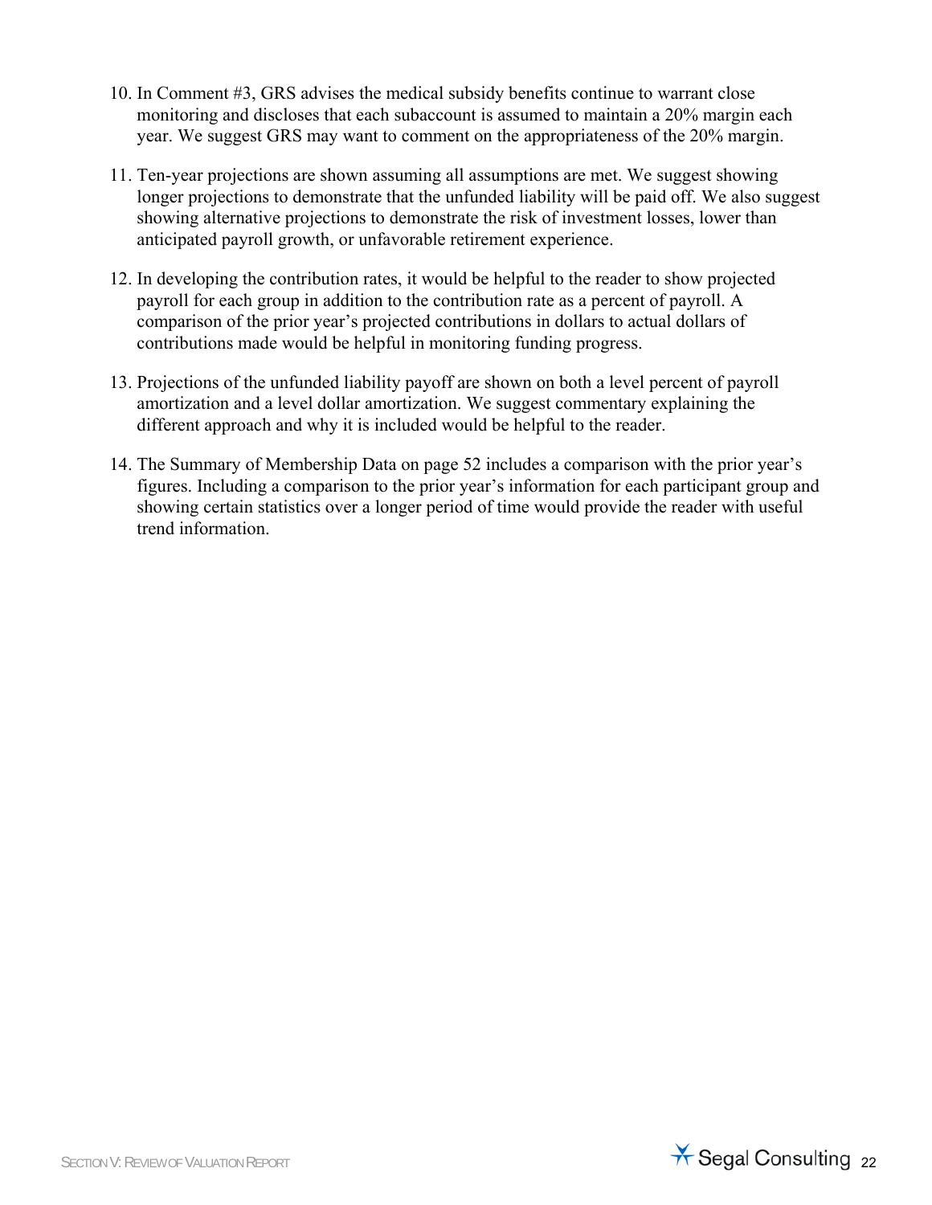10. In Comment #3, GRS advises the medical subsidy benefits continue to warrant close monitoring and discloses that each subaccount is assumed to maintain a 20% margin each year. We suggest GRS may want to comment on the appropriateness of the 20% margin.

11. Ten-year projections are shown assuming all assumptions are met. We suggest showing longer projections to demonstrate that the unfunded liability will be paid off. We also suggest showing alternative projections to demonstrate the risk of investment losses, lower than anticipated payroll growth, or unfavorable retirement experience.

12. In developing the contribution rates, it would be helpful to the reader to show projected payroll for each group in addition to the contribution rate as a percent of payroll. A comparison of the prior year's projected contributions in dollars to actual dollars of contributions made would be helpful in monitoring funding progress.

13. Projections of the unfunded liability payoff are shown on both a level percent of payroll amortization and a level dollar amortization. We suggest commentary explaining the different approach and why it is included would be helpful to the reader.

14. The Summary of Membership Data on page 52 includes a comparison with the prior year's figures. Including a comparison to the prior year's information for each participant group and showing certain statistics over a longer period of time would provide the reader with useful trend information.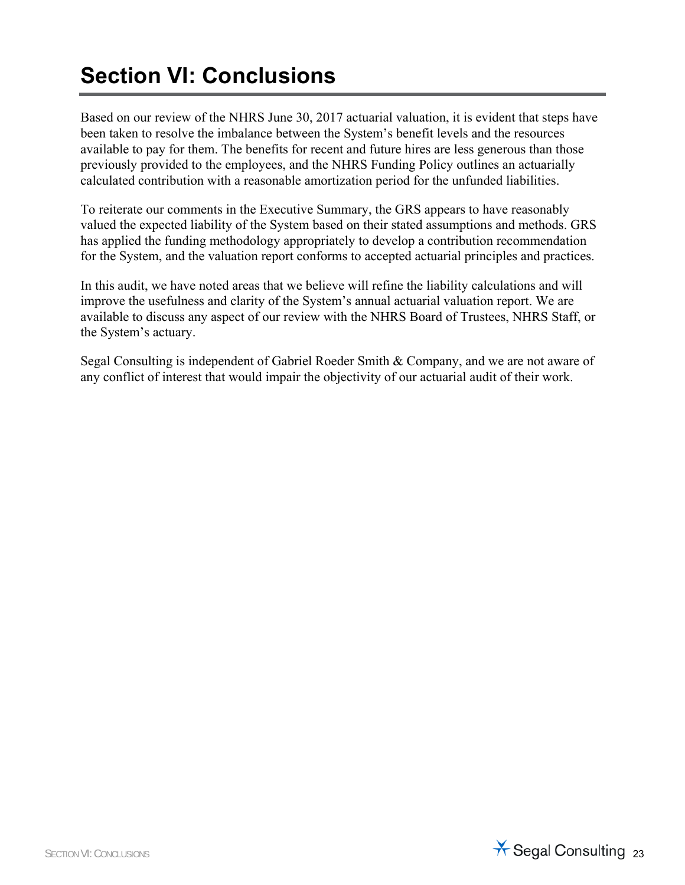# Section VI: Conclusions

Based on our review of the NHRS June 30, 2017 actuarial valuation, it is evident that steps have been taken to resolve the imbalance between the System's benefit levels and the resources available to pay for them. The benefits for recent and future hires are less generous than those previously provided to the employees, and the NHRS Funding Policy outlines an actuarially calculated contribution with a reasonable amortization period for the unfunded liabilities.

To reiterate our comments in the Executive Summary, the GRS appears to have reasonably valued the expected liability of the System based on their stated assumptions and methods. GRS has applied the funding methodology appropriately to develop a contribution recommendation for the System, and the valuation report conforms to accepted actuarial principles and practices.

In this audit, we have noted areas that we believe will refine the liability calculations and will improve the usefulness and clarity of the System's annual actuarial valuation report. We are available to discuss any aspect of our review with the NHRS Board of Trustees, NHRS Staff, or the System's actuary.

Segal Consulting is independent of Gabriel Roeder Smith & Company, and we are not aware of any conflict of interest that would impair the objectivity of our actuarial audit of their work.